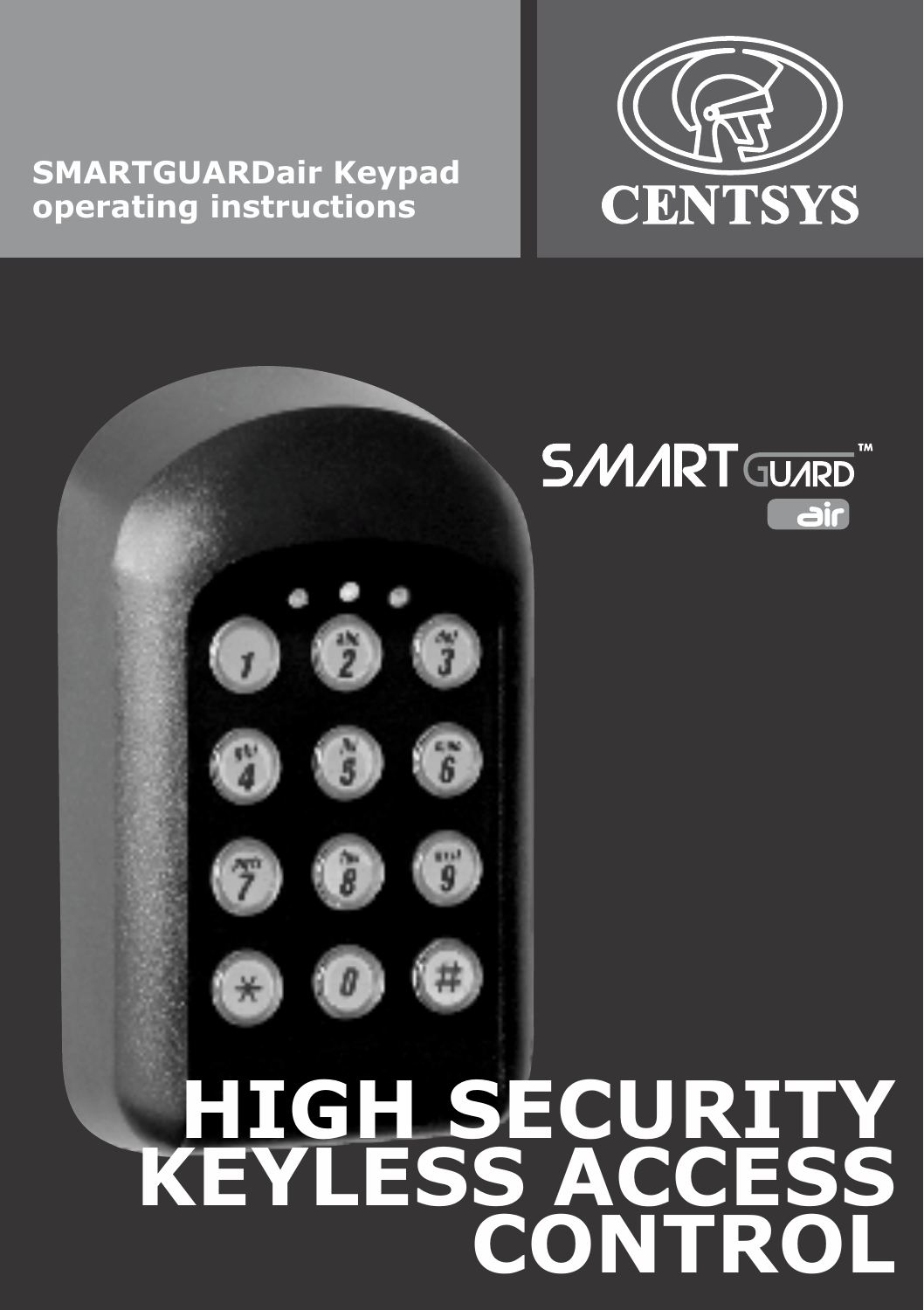**SMARTGUARDair Keypad operating instructions**

CENTSYS

SMARTGUARD™ air

# HIGH SECURITY KEYLESS ACCESS CONTROL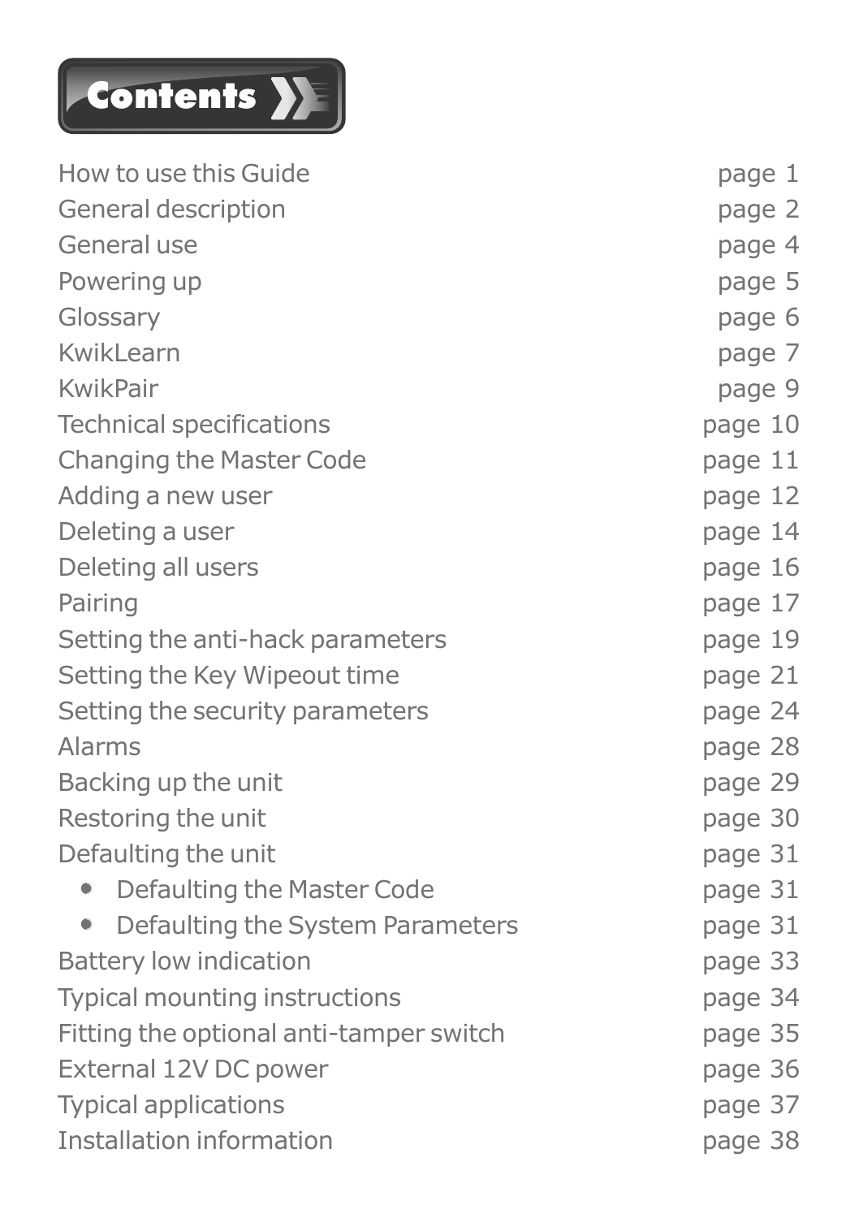# Contents

| | |
|---|---|
| How to use this Guide | page 1 |
| General description | page 2 |
| General use | page 4 |
| Powering up | page 5 |
| Glossary | page 6 |
| KwikLearn | page 7 |
| KwikPair | page 9 |
| Technical specifications | page 10 |
| Changing the Master Code | page 11 |
| Adding a new user | page 12 |
| Deleting a user | page 14 |
| Deleting all users | page 16 |
| Pairing | page 17 |
| Setting the anti-hack parameters | page 19 |
| Setting the Key Wipeout time | page 21 |
| Setting the security parameters | page 24 |
| Alarms | page 28 |
| Backing up the unit | page 29 |
| Restoring the unit | page 30 |
| Defaulting the unit | page 31 |
| • Defaulting the Master Code | page 31 |
| • Defaulting the System Parameters | page 31 |
| Battery low indication | page 33 |
| Typical mounting instructions | page 34 |
| Fitting the optional anti-tamper switch | page 35 |
| External 12V DC power | page 36 |
| Typical applications | page 37 |
| Installation information | page 38 |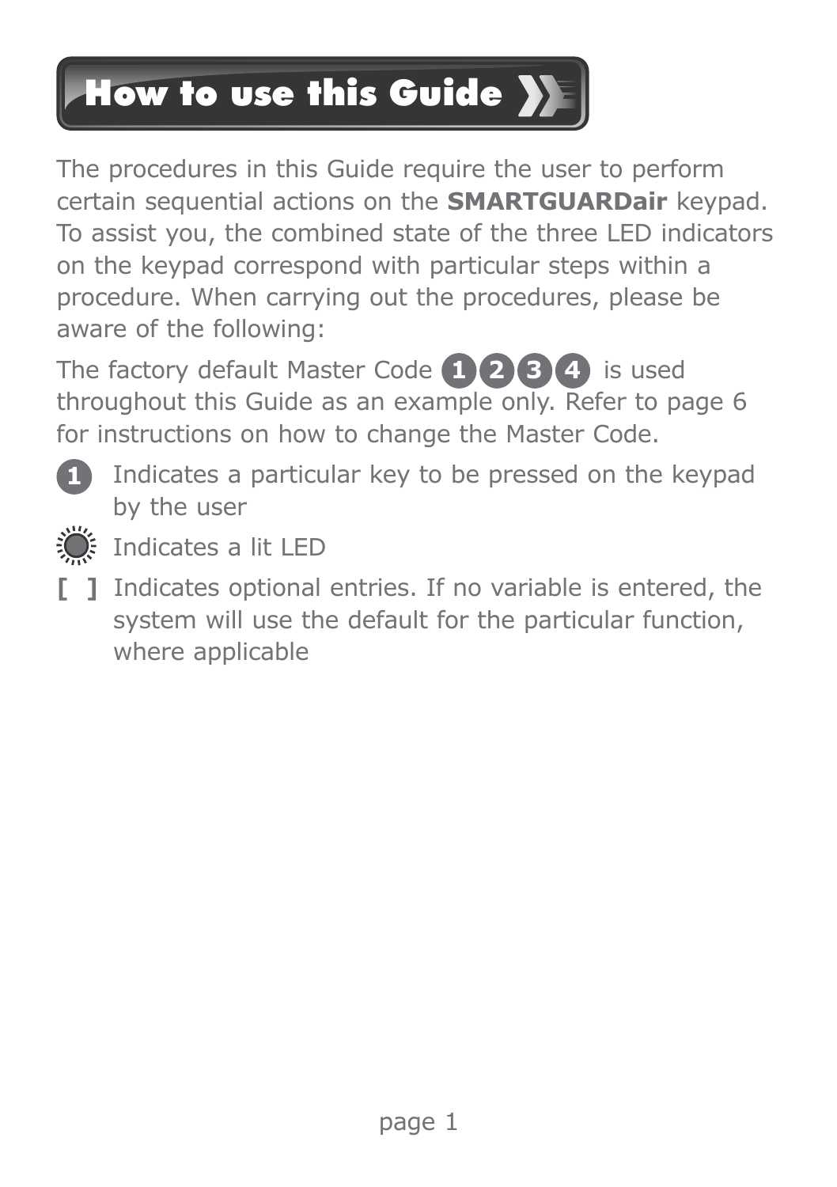# How to use this Guide

The procedures in this Guide require the user to perform certain sequential actions on the **SMARTGUARDair** keypad. To assist you, the combined state of the three LED indicators on the keypad correspond with particular steps within a procedure. When carrying out the procedures, please be aware of the following:

The factory default Master Code 1 2 3 4 is used throughout this Guide as an example only. Refer to page 6 for instructions on how to change the Master Code.

- 1 Indicates a particular key to be pressed on the keypad by the user
- Indicates a lit LED
- [ ] Indicates optional entries. If no variable is entered, the system will use the default for the particular function, where applicable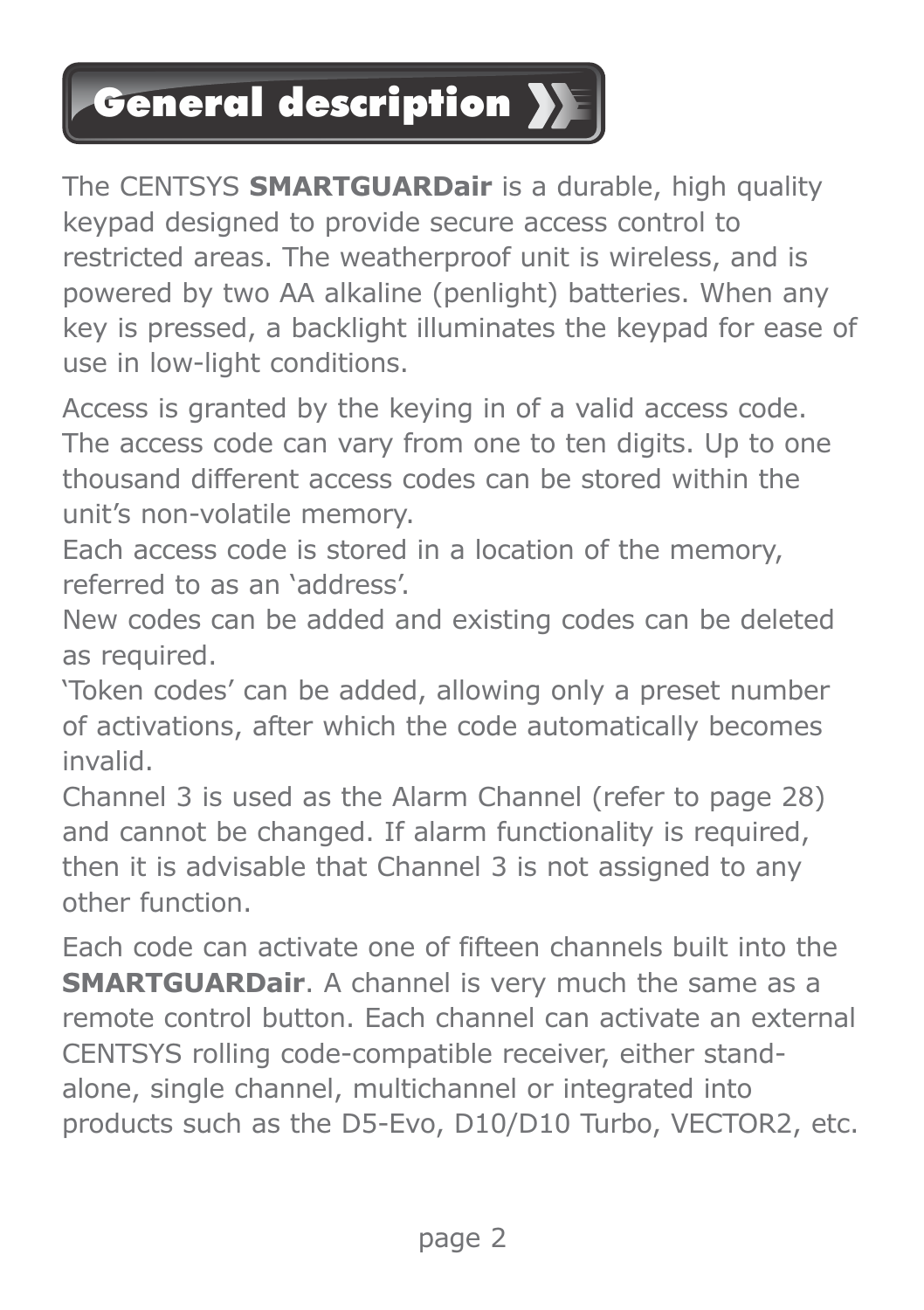# General description

The CENTSYS **SMARTGUARDair** is a durable, high quality keypad designed to provide secure access control to restricted areas. The weatherproof unit is wireless, and is powered by two AA alkaline (penlight) batteries. When any key is pressed, a backlight illuminates the keypad for ease of use in low-light conditions.

Access is granted by the keying in of a valid access code. The access code can vary from one to ten digits. Up to one thousand different access codes can be stored within the unit's non-volatile memory.

Each access code is stored in a location of the memory, referred to as an 'address'.

New codes can be added and existing codes can be deleted as required.

'Token codes' can be added, allowing only a preset number of activations, after which the code automatically becomes invalid.

Channel 3 is used as the Alarm Channel (refer to page 28) and cannot be changed. If alarm functionality is required, then it is advisable that Channel 3 is not assigned to any other function.

Each code can activate one of fifteen channels built into the **SMARTGUARDair**. A channel is very much the same as a remote control button. Each channel can activate an external CENTSYS rolling code-compatible receiver, either stand-alone, single channel, multichannel or integrated into products such as the D5-Evo, D10/D10 Turbo, VECTOR2, etc.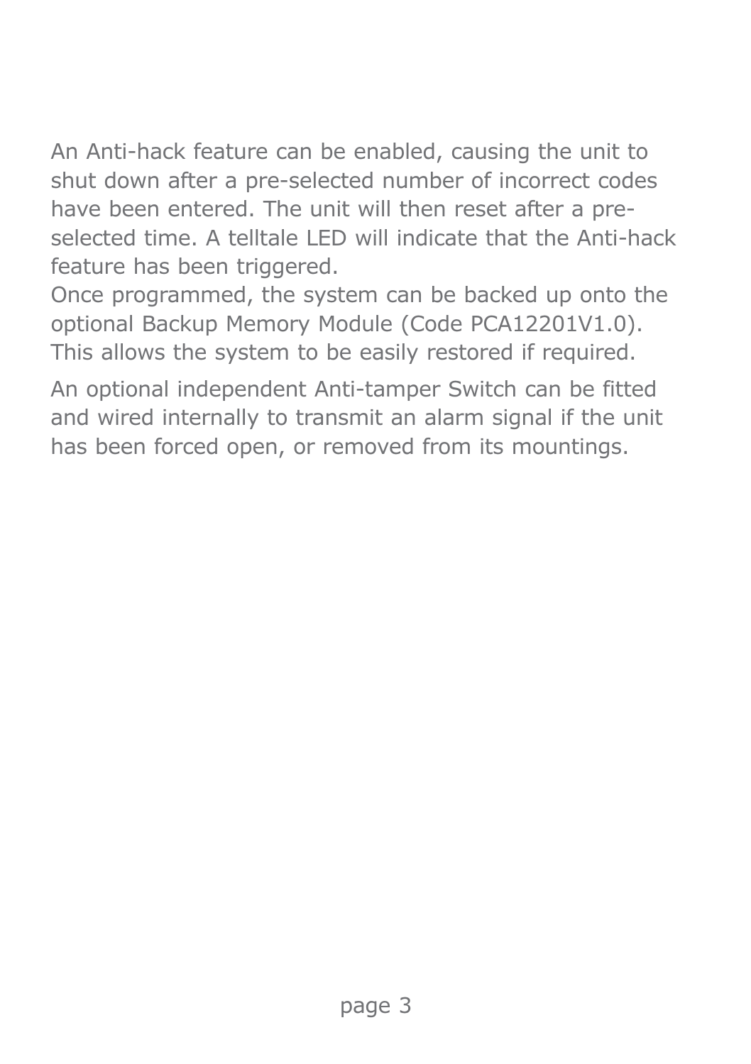An Anti-hack feature can be enabled, causing the unit to shut down after a pre-selected number of incorrect codes have been entered. The unit will then reset after a pre-selected time. A telltale LED will indicate that the Anti-hack feature has been triggered.
Once programmed, the system can be backed up onto the optional Backup Memory Module (Code PCA12201V1.0). This allows the system to be easily restored if required.

An optional independent Anti-tamper Switch can be fitted and wired internally to transmit an alarm signal if the unit has been forced open, or removed from its mountings.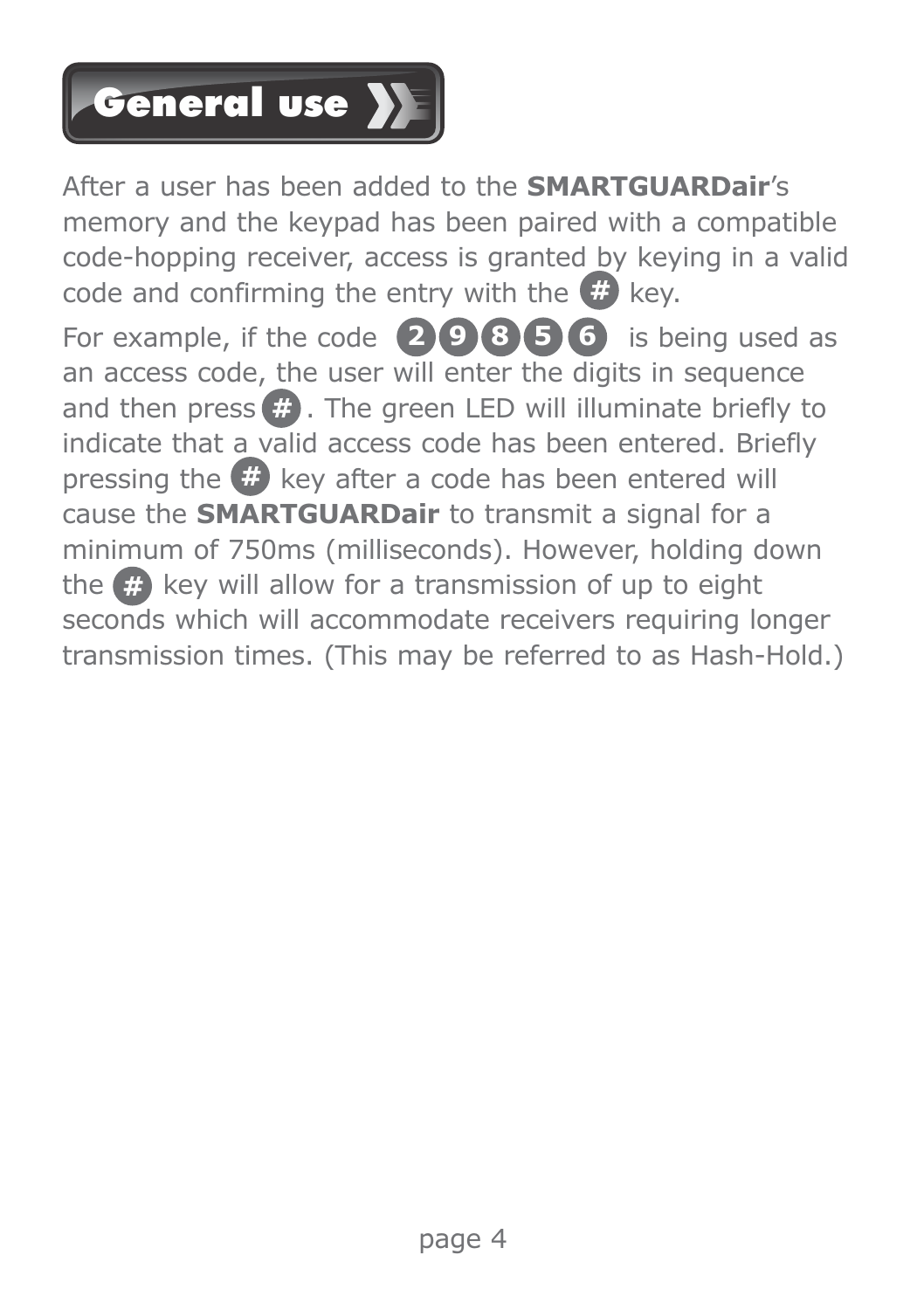# General use

After a user has been added to the **SMARTGUARDair**'s memory and the keypad has been paired with a compatible code-hopping receiver, access is granted by keying in a valid code and confirming the entry with the # key.

For example, if the code 2 9 8 5 6 is being used as an access code, the user will enter the digits in sequence and then press #. The green LED will illuminate briefly to indicate that a valid access code has been entered. Briefly pressing the # key after a code has been entered will cause the **SMARTGUARDair** to transmit a signal for a minimum of 750ms (milliseconds). However, holding down the # key will allow for a transmission of up to eight seconds which will accommodate receivers requiring longer transmission times. (This may be referred to as Hash-Hold.)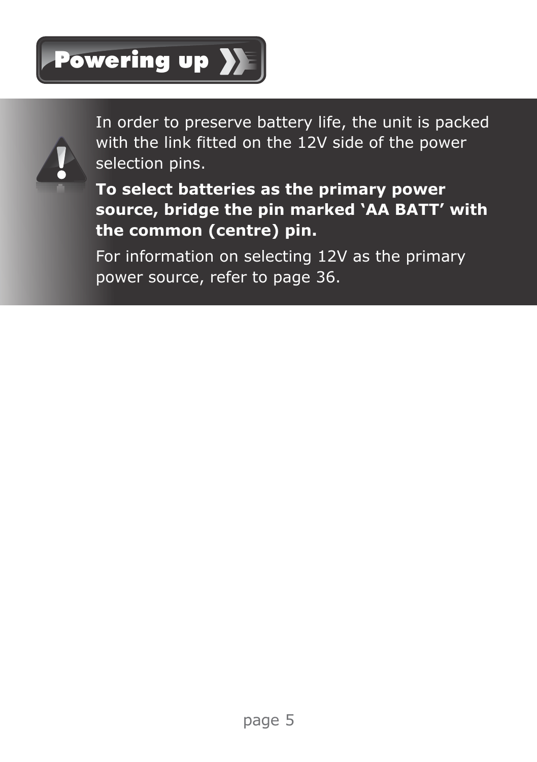# Powering up

In order to preserve battery life, the unit is packed with the link fitted on the 12V side of the power selection pins.

**To select batteries as the primary power source, bridge the pin marked 'AA BATT' with the common (centre) pin.**

For information on selecting 12V as the primary power source, refer to page 36.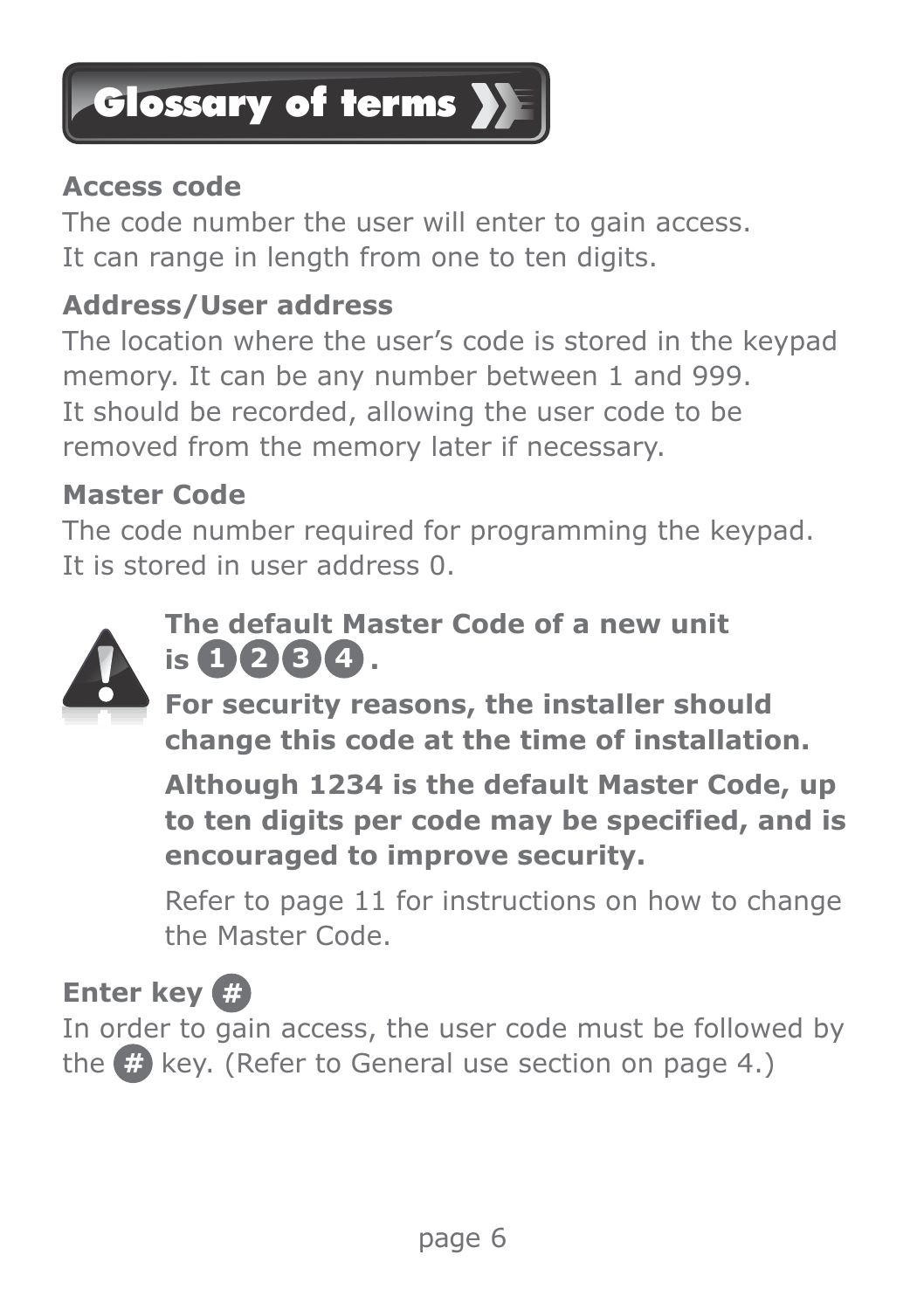# Glossary of terms

**Access code**

The code number the user will enter to gain access. It can range in length from one to ten digits.

**Address/User address**

The location where the user's code is stored in the keypad memory. It can be any number between 1 and 999. It should be recorded, allowing the user code to be removed from the memory later if necessary.

**Master Code**

The code number required for programming the keypad. It is stored in user address 0.

**The default Master Code of a new unit is 1 2 3 4 .**

**For security reasons, the installer should change this code at the time of installation.**

**Although 1234 is the default Master Code, up to ten digits per code may be specified, and is encouraged to improve security.**

Refer to page 11 for instructions on how to change the Master Code.

**Enter key #**

In order to gain access, the user code must be followed by the # key. (Refer to General use section on page 4.)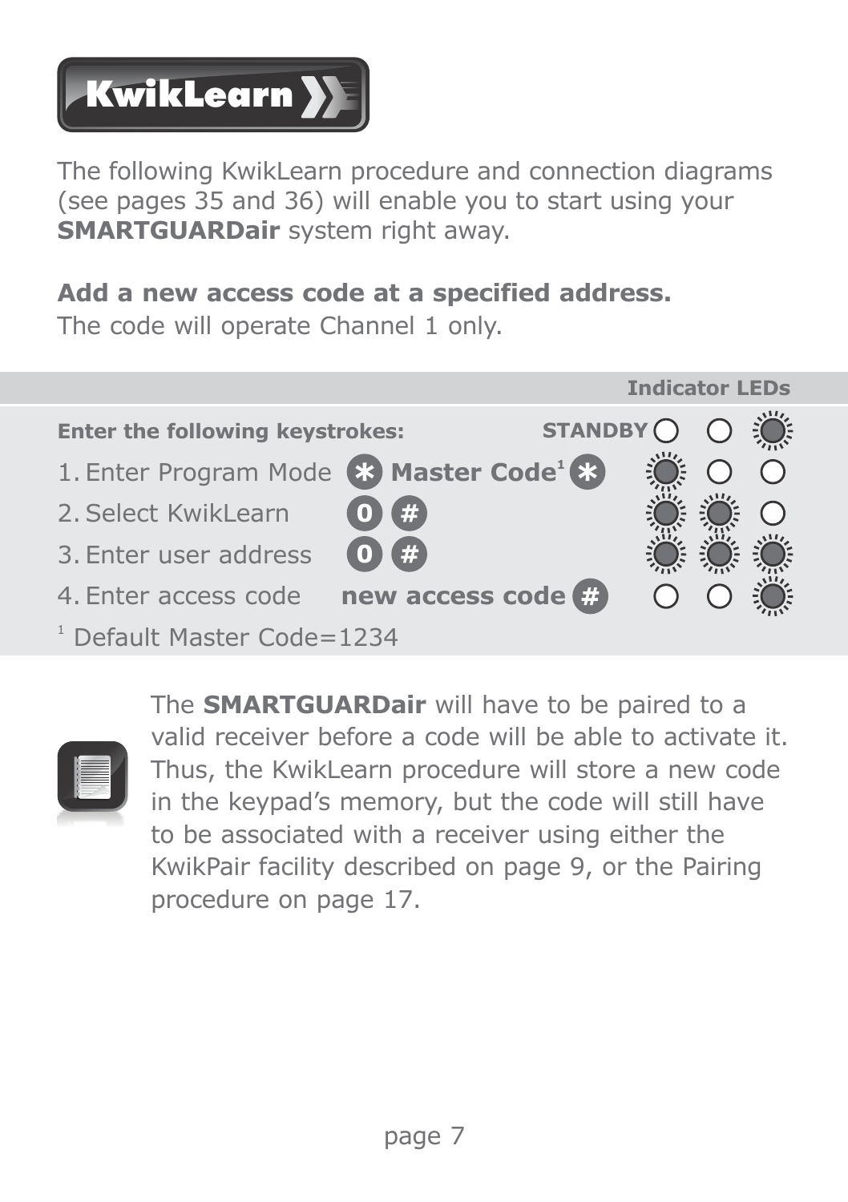# KwikLearn

The following KwikLearn procedure and connection diagrams (see pages 35 and 36) will enable you to start using your **SMARTGUARDair** system right away.

**Add a new access code at a specified address.**
The code will operate Channel 1 only.

| Enter the following keystrokes: | | Indicator LEDs | | |
|---|---|---|---|---|
| | | STANDBY | | |
| 1. Enter Program Mode | * **Master Code**[1] * | | | |
| 2. Select KwikLearn | 0 # | | | |
| 3. Enter user address | 0 # | | | |
| 4. Enter access code | **new access code** # | | | |

[1] Default Master Code=1234

The **SMARTGUARDair** will have to be paired to a valid receiver before a code will be able to activate it. Thus, the KwikLearn procedure will store a new code in the keypad's memory, but the code will still have to be associated with a receiver using either the KwikPair facility described on page 9, or the Pairing procedure on page 17.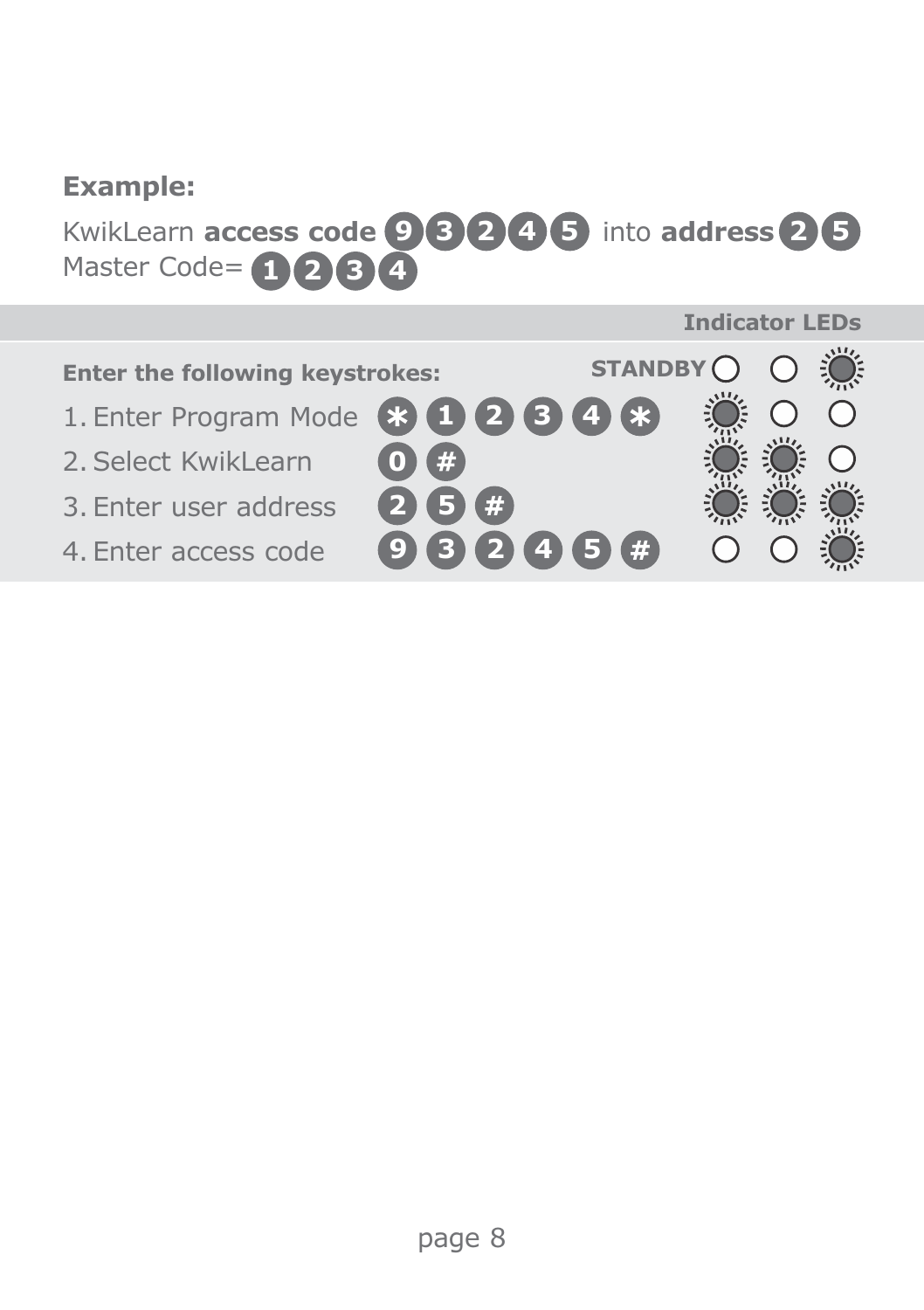**Example:**

KwikLearn **access code** 9 3 2 4 5 into **address** 2 5
Master Code= 1 2 3 4

| Enter the following keystrokes: | | Indicator LEDs |
|---|---|---|
| | | STANDBY |
| 1. Enter Program Mode | * 1 2 3 4 * | |
| 2. Select KwikLearn | 0 # | |
| 3. Enter user address | 2 5 # | |
| 4. Enter access code | 9 3 2 4 5 # | |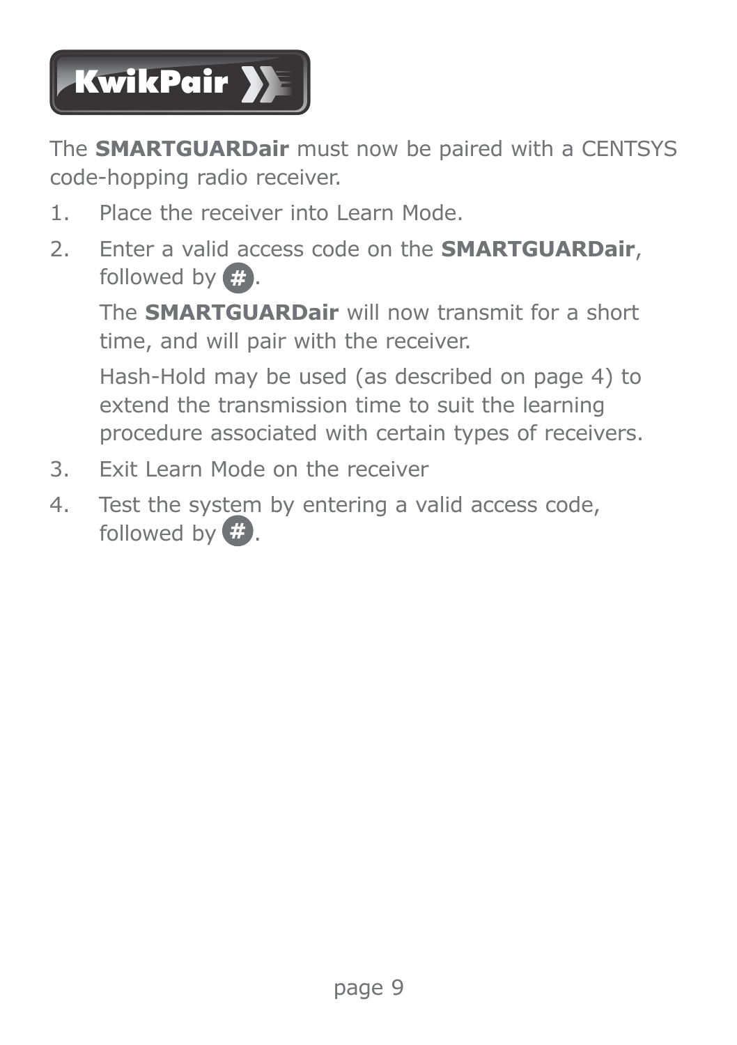# KwikPair

The **SMARTGUARDair** must now be paired with a CENTSYS code-hopping radio receiver.

1. Place the receiver into Learn Mode.
2. Enter a valid access code on the **SMARTGUARDair**, followed by #.

   The **SMARTGUARDair** will now transmit for a short time, and will pair with the receiver.

   Hash-Hold may be used (as described on page 4) to extend the transmission time to suit the learning procedure associated with certain types of receivers.
3. Exit Learn Mode on the receiver
4. Test the system by entering a valid access code, followed by #.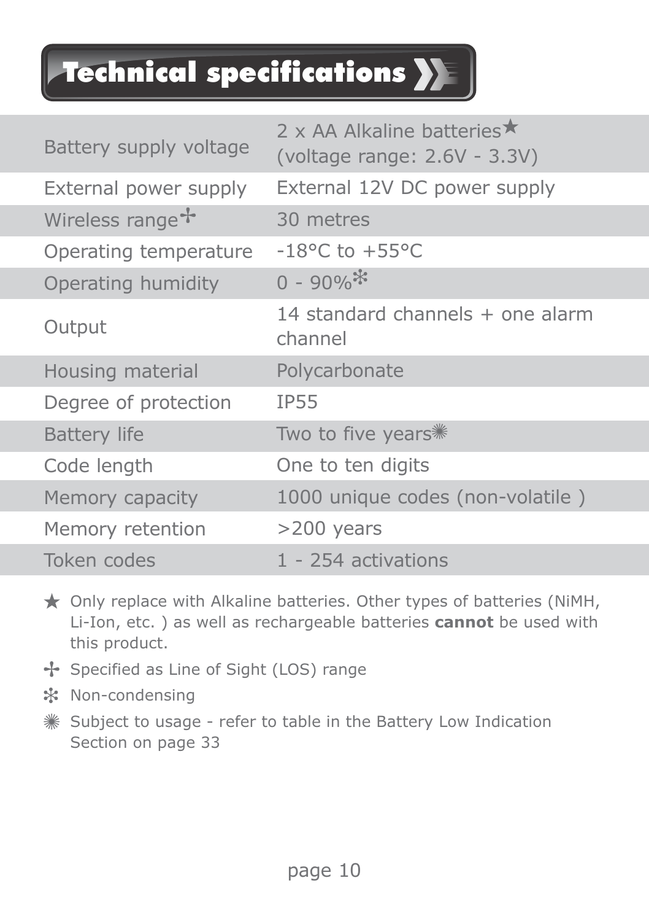# Technical specifications

| Specification | Value |
| --- | --- |
| Battery supply voltage | 2 x AA Alkaline batteries★ (voltage range: 2.6V - 3.3V) |
| External power supply | External 12V DC power supply |
| Wireless range✢ | 30 metres |
| Operating temperature | -18°C to +55°C |
| Operating humidity | 0 - 90%❈ |
| Output | 14 standard channels + one alarm channel |
| Housing material | Polycarbonate |
| Degree of protection | IP55 |
| Battery life | Two to five years✺ |
| Code length | One to ten digits |
| Memory capacity | 1000 unique codes (non-volatile ) |
| Memory retention | >200 years |
| Token codes | 1 - 254 activations |

★ Only replace with Alkaline batteries. Other types of batteries (NiMH, Li-Ion, etc. ) as well as rechargeable batteries **cannot** be used with this product.

✢ Specified as Line of Sight (LOS) range

❈ Non-condensing

✺ Subject to usage - refer to table in the Battery Low Indication Section on page 33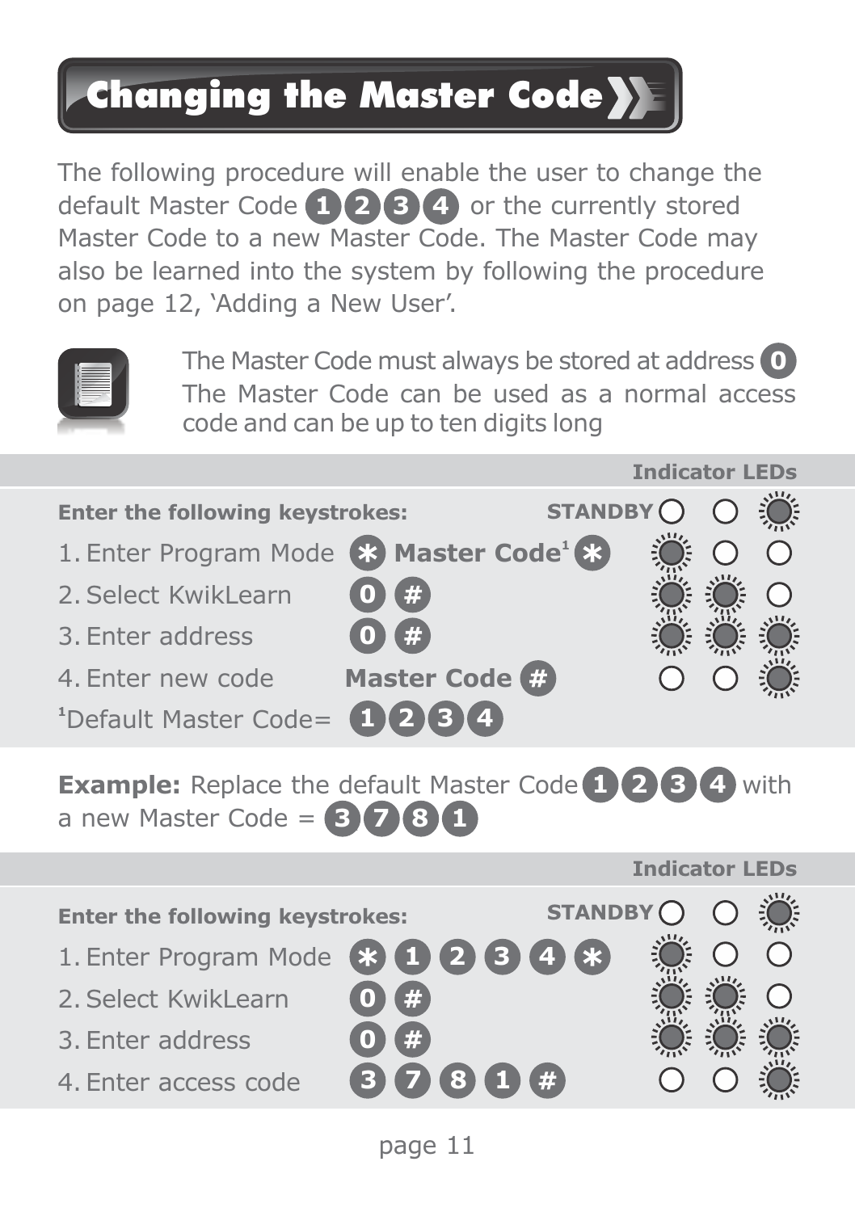# Changing the Master Code

The following procedure will enable the user to change the default Master Code 1 2 3 4 or the currently stored Master Code to a new Master Code. The Master Code may also be learned into the system by following the procedure on page 12, 'Adding a New User'.

The Master Code must always be stored at address 0
The Master Code can be used as a normal access code and can be up to ten digits long

| Enter the following keystrokes: | | Indicator LEDs | | |
|---|---|---|---|---|
| | | STANDBY ○ | ○ | ☼ |
| 1. Enter Program Mode | * Master Code[1] * | ☼ | ○ | ○ |
| 2. Select KwikLearn | 0 # | ☼ | ☼ | ○ |
| 3. Enter address | 0 # | ☼ | ☼ | ☼ |
| 4. Enter new code | Master Code # | ○ | ○ | ☼ |

[1]Default Master Code= 1 2 3 4

**Example:** Replace the default Master Code 1 2 3 4 with a new Master Code = 3 7 8 1

| Enter the following keystrokes: | | Indicator LEDs | | |
|---|---|---|---|---|
| | | STANDBY ○ | ○ | ☼ |
| 1. Enter Program Mode | * 1 2 3 4 * | ☼ | ○ | ○ |
| 2. Select KwikLearn | 0 # | ☼ | ☼ | ○ |
| 3. Enter address | 0 # | ☼ | ☼ | ☼ |
| 4. Enter access code | 3 7 8 1 # | ○ | ○ | ☼ |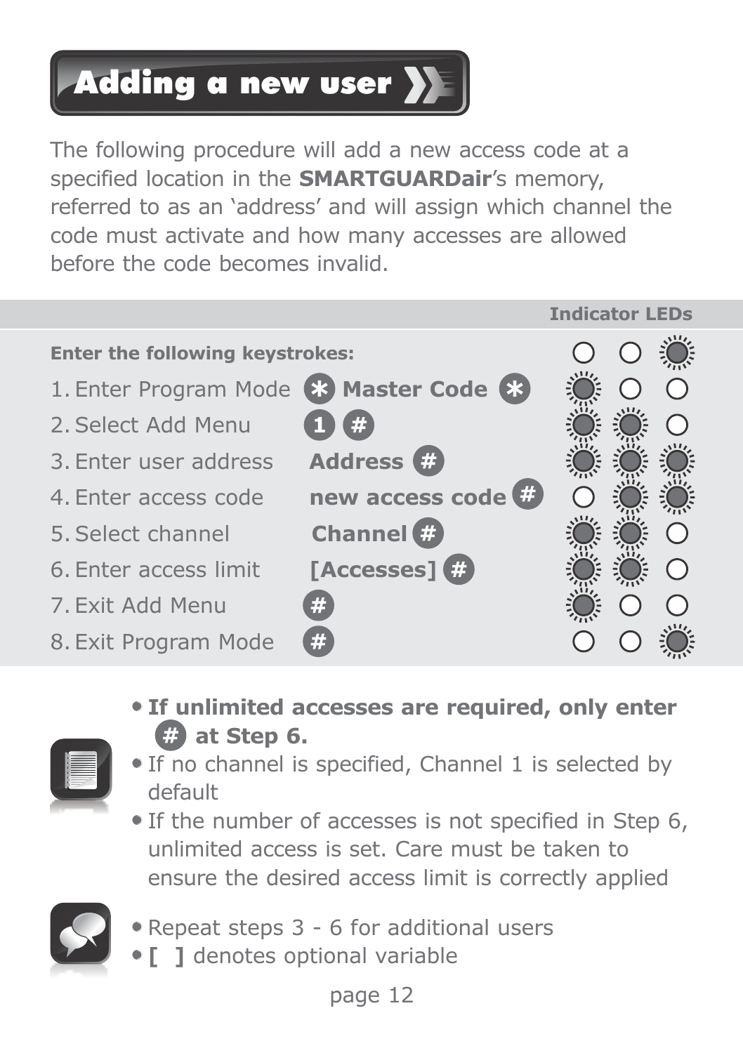# Adding a new user

The following procedure will add a new access code at a specified location in the **SMARTGUARDair**'s memory, referred to as an 'address' and will assign which channel the code must activate and how many accesses are allowed before the code becomes invalid.

| Enter the following keystrokes: | | Indicator LEDs |
|---|---|---|
| 1. Enter Program Mode | * **Master Code** * | |
| 2. Select Add Menu | 1 # | |
| 3. Enter user address | **Address** # | |
| 4. Enter access code | **new access code** # | |
| 5. Select channel | **Channel** # | |
| 6. Enter access limit | **[Accesses]** # | |
| 7. Exit Add Menu | # | |
| 8. Exit Program Mode | # | |

- **If unlimited accesses are required, only enter # at Step 6.**
- If no channel is specified, Channel 1 is selected by default
- If the number of accesses is not specified in Step 6, unlimited access is set. Care must be taken to ensure the desired access limit is correctly applied

- Repeat steps 3 - 6 for additional users
- **[ ]** denotes optional variable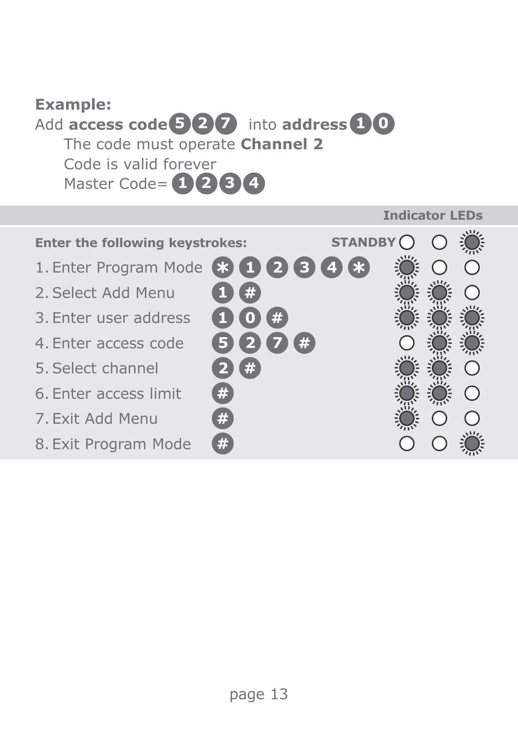**Example:**

Add **access code** 5 2 7 into **address** 1 0

The code must operate **Channel 2**

Code is valid forever

Master Code= 1 2 3 4

**Indicator LEDs**

**Enter the following keystrokes:**

| Step | Keystrokes | LED 1 | LED 2 | LED 3 |
|---|---|---|---|---|
| STANDBY | | off | off | flashing |
| 1. Enter Program Mode | * 1 2 3 4 * | flashing | off | off |
| 2. Select Add Menu | 1 # | flashing | flashing | off |
| 3. Enter user address | 1 0 # | flashing | flashing | flashing |
| 4. Enter access code | 5 2 7 # | off | flashing | flashing |
| 5. Select channel | 2 # | flashing | flashing | off |
| 6. Enter access limit | # | flashing | flashing | off |
| 7. Exit Add Menu | # | flashing | off | off |
| 8. Exit Program Mode | # | off | off | flashing |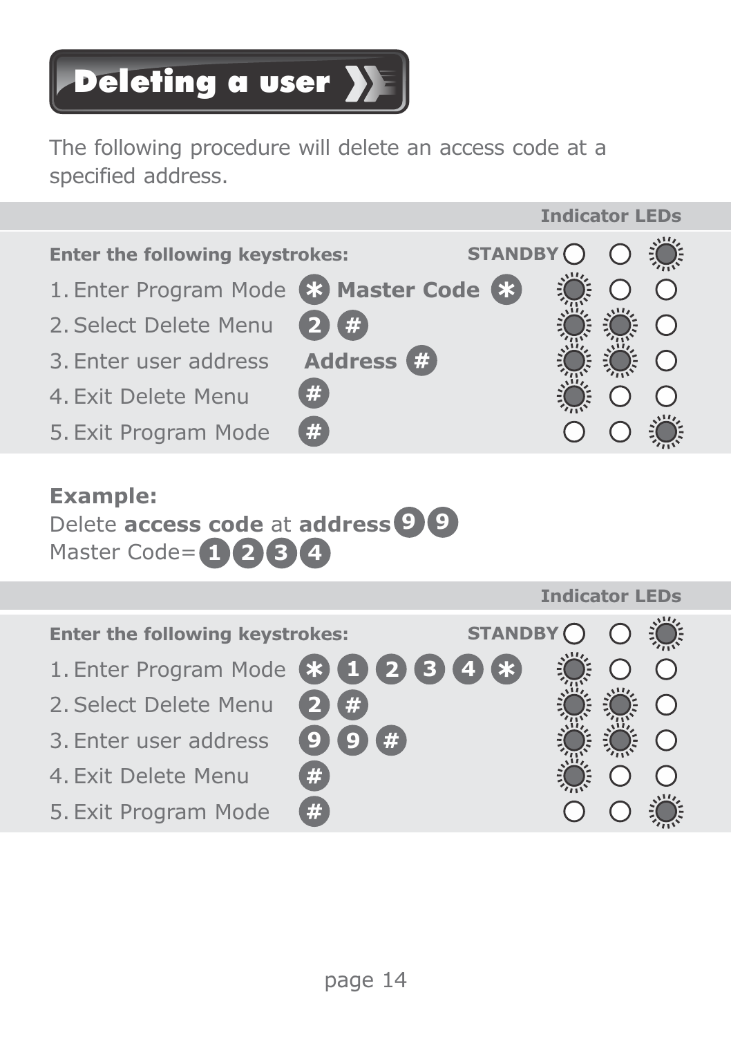# Deleting a user

The following procedure will delete an access code at a specified address.

| Enter the following keystrokes: | | Indicator LEDs | | |
|---|---|---|---|---|
| | | STANDBY ○ | ○ | ☀ |
| 1. Enter Program Mode | * Master Code * | ☀ | ○ | ○ |
| 2. Select Delete Menu | 2 # | ☀ | ☀ | ○ |
| 3. Enter user address | Address # | ☀ | ☀ | ○ |
| 4. Exit Delete Menu | # | ☀ | ○ | ○ |
| 5. Exit Program Mode | # | ○ | ○ | ☀ |

**Example:**
Delete **access code** at **address** 9 9
Master Code= 1 2 3 4

| Enter the following keystrokes: | | Indicator LEDs | | |
|---|---|---|---|---|
| | | STANDBY ○ | ○ | ☀ |
| 1. Enter Program Mode | * 1 2 3 4 * | ☀ | ○ | ○ |
| 2. Select Delete Menu | 2 # | ☀ | ☀ | ○ |
| 3. Enter user address | 9 9 # | ☀ | ☀ | ○ |
| 4. Exit Delete Menu | # | ☀ | ○ | ○ |
| 5. Exit Program Mode | # | ○ | ○ | ☀ |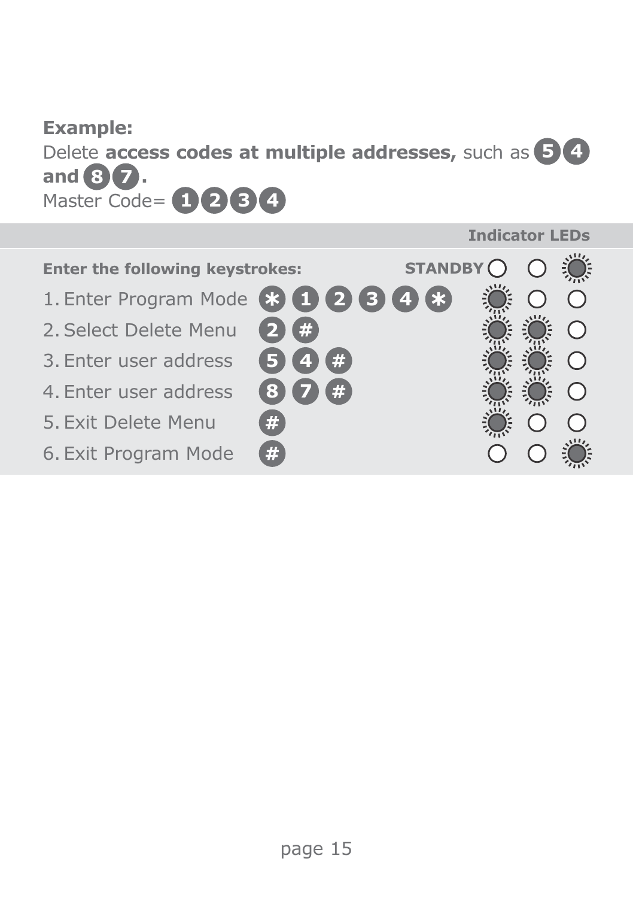**Example:**

Delete **access codes at multiple addresses,** such as 5 4 **and** 8 7 **.**

Master Code= 1 2 3 4

| **Enter the following keystrokes:** | | **Indicator LEDs** STANDBY | | |
|---|---|---|---|---|
| | | ○ | ○ | ☼ |
| 1. Enter Program Mode | * 1 2 3 4 * | ☼ | ○ | ○ |
| 2. Select Delete Menu | 2 # | ☼ | ☼ | ○ |
| 3. Enter user address | 5 4 # | ☼ | ☼ | ○ |
| 4. Enter user address | 8 7 # | ☼ | ☼ | ○ |
| 5. Exit Delete Menu | # | ☼ | ○ | ○ |
| 6. Exit Program Mode | # | ○ | ○ | ☼ |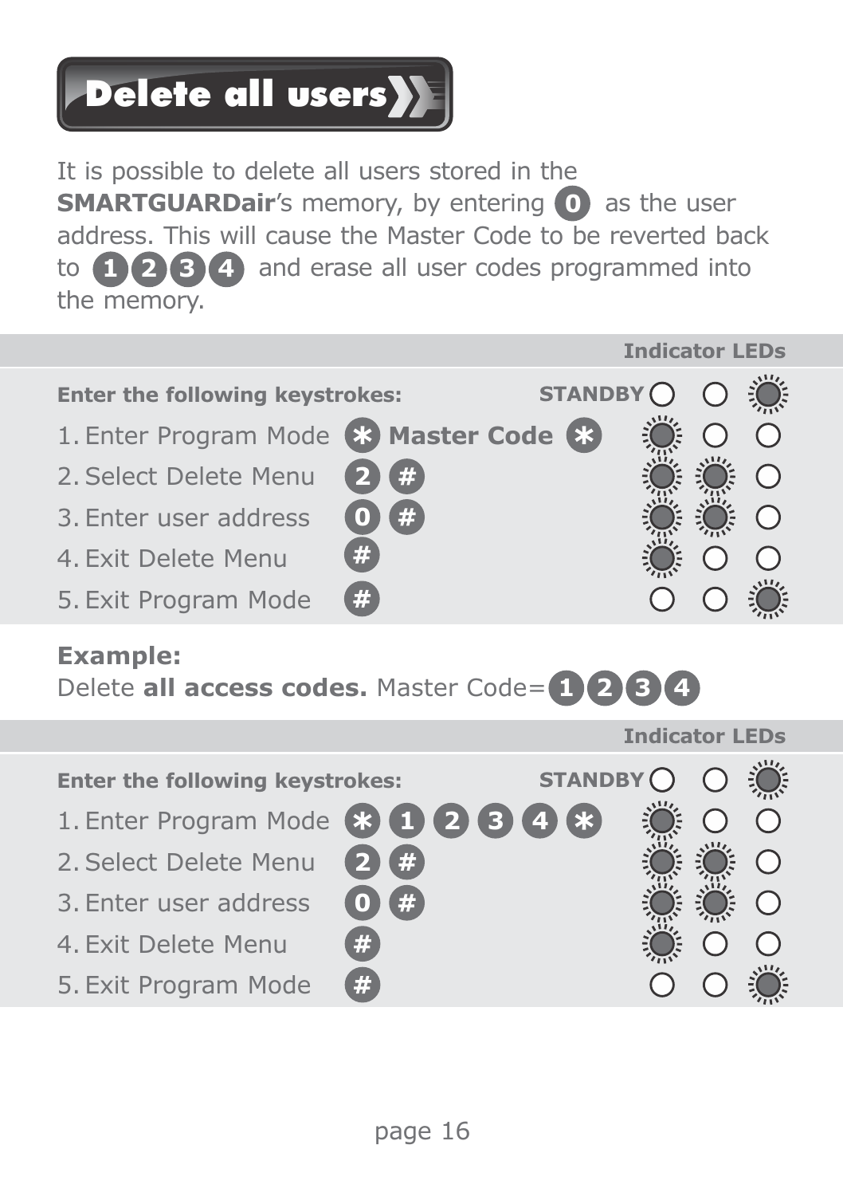# Delete all users

It is possible to delete all users stored in the **SMARTGUARDair**'s memory, by entering 0 as the user address. This will cause the Master Code to be reverted back to 1 2 3 4 and erase all user codes programmed into the memory.

**Enter the following keystrokes:**

| Step | Keystrokes | Indicator LEDs | | |
|---|---|---|---|---|
| STANDBY | | ○ | ○ | ✺ |
| 1. Enter Program Mode | * **Master Code** * | ✺ | ○ | ○ |
| 2. Select Delete Menu | 2 # | ✺ | ✺ | ○ |
| 3. Enter user address | 0 # | ✺ | ✺ | ○ |
| 4. Exit Delete Menu | # | ✺ | ○ | ○ |
| 5. Exit Program Mode | # | ○ | ○ | ✺ |

**Example:**
Delete **all access codes.** Master Code= 1 2 3 4

**Enter the following keystrokes:**

| Step | Keystrokes | Indicator LEDs | | |
|---|---|---|---|---|
| STANDBY | | ○ | ○ | ✺ |
| 1. Enter Program Mode | * 1 2 3 4 * | ✺ | ○ | ○ |
| 2. Select Delete Menu | 2 # | ✺ | ✺ | ○ |
| 3. Enter user address | 0 # | ✺ | ✺ | ○ |
| 4. Exit Delete Menu | # | ✺ | ○ | ○ |
| 5. Exit Program Mode | # | ○ | ○ | ✺ |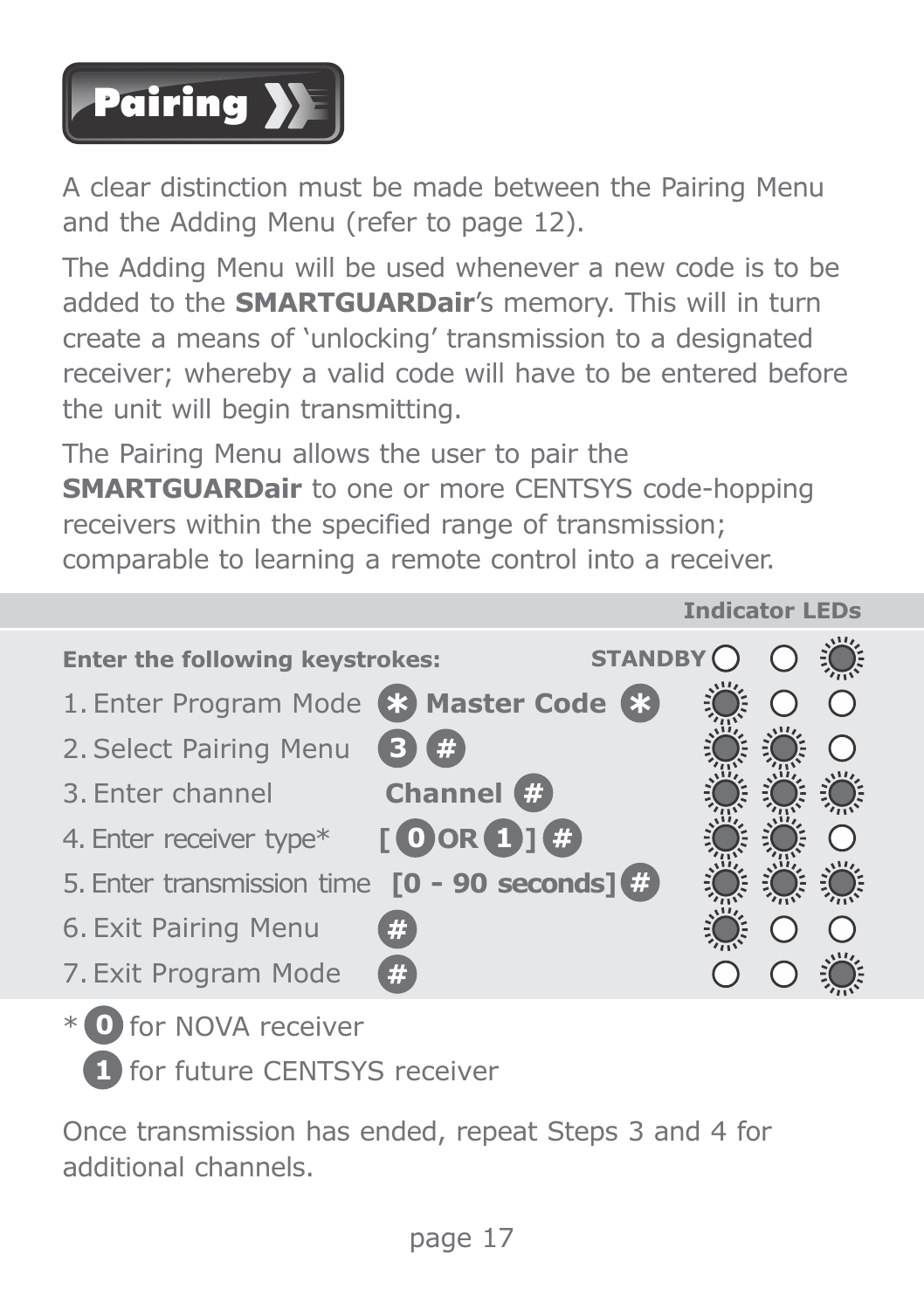# Pairing

A clear distinction must be made between the Pairing Menu and the Adding Menu (refer to page 12).

The Adding Menu will be used whenever a new code is to be added to the **SMARTGUARDair**'s memory. This will in turn create a means of 'unlocking' transmission to a designated receiver; whereby a valid code will have to be entered before the unit will begin transmitting.

The Pairing Menu allows the user to pair the **SMARTGUARDair** to one or more CENTSYS code-hopping receivers within the specified range of transmission; comparable to learning a remote control into a receiver.

| **Enter the following keystrokes:** | | **Indicator LEDs** | | |
|---|---|---|---|---|
| | **STANDBY** | Off | Off | On |
| 1. Enter Program Mode | * **Master Code** * | On | Off | Off |
| 2. Select Pairing Menu | 3 # | On | On | Off |
| 3. Enter channel | **Channel** # | On | On | On |
| 4. Enter receiver type* | [ 0 OR 1 ] # | On | On | Off |
| 5. Enter transmission time | **[0 - 90 seconds]** # | On | On | On |
| 6. Exit Pairing Menu | # | On | Off | Off |
| 7. Exit Program Mode | # | Off | Off | On |

\* 0 for NOVA receiver

1 for future CENTSYS receiver

Once transmission has ended, repeat Steps 3 and 4 for additional channels.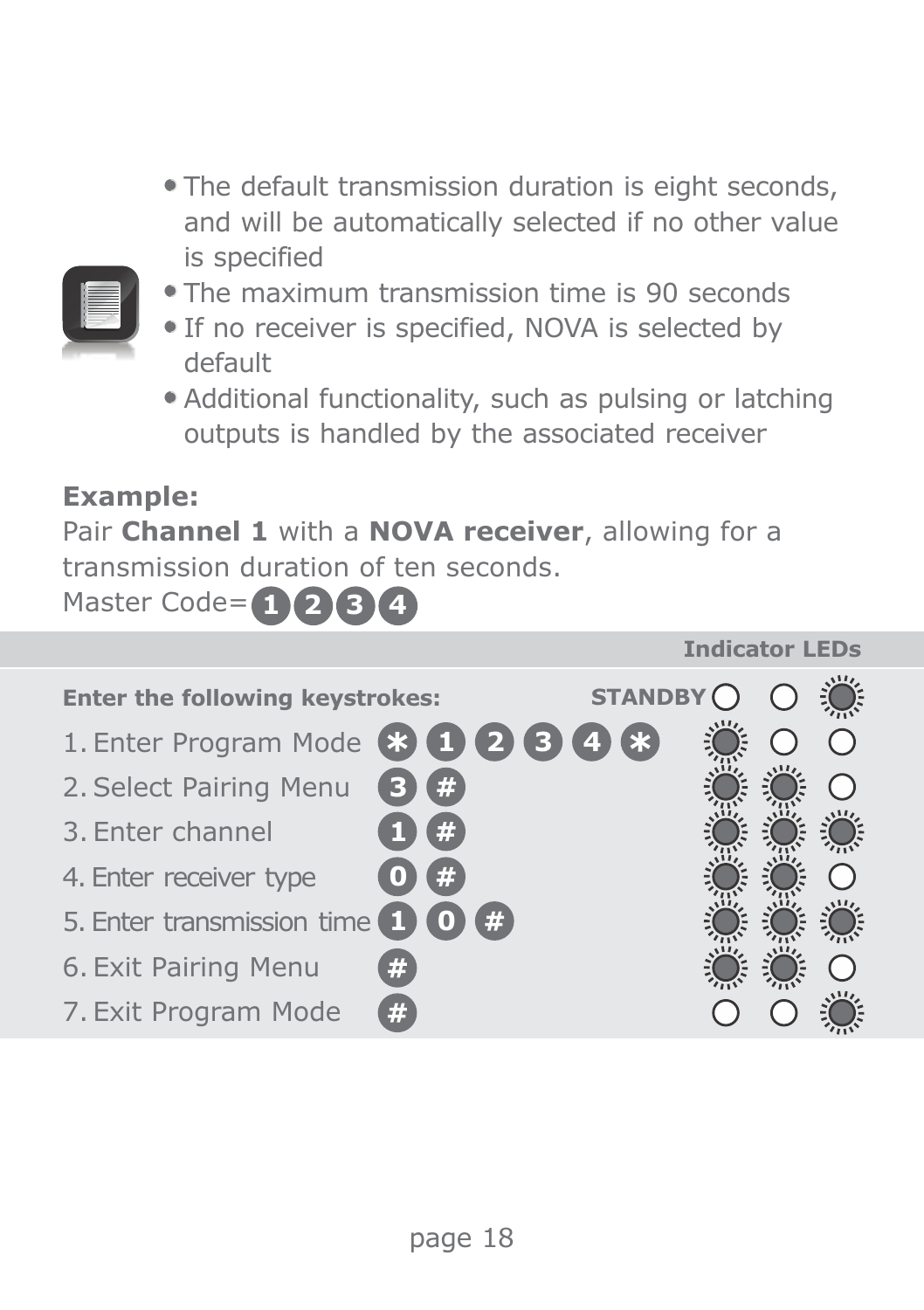- The default transmission duration is eight seconds, and will be automatically selected if no other value is specified
- The maximum transmission time is 90 seconds
- If no receiver is specified, NOVA is selected by default
- Additional functionality, such as pulsing or latching outputs is handled by the associated receiver

**Example:**

Pair **Channel 1** with a **NOVA receiver**, allowing for a transmission duration of ten seconds.

Master Code= 1 2 3 4

| Enter the following keystrokes: | | Indicator LEDs | | |
|---|---|---|---|---|
| | | STANDBY ○ | ○ | ✹ |
| 1. Enter Program Mode | * 1 2 3 4 * | ✹ | ○ | ○ |
| 2. Select Pairing Menu | 3 # | ✹ | ✹ | ○ |
| 3. Enter channel | 1 # | ✹ | ✹ | ✹ |
| 4. Enter receiver type | 0 # | ✹ | ✹ | ○ |
| 5. Enter transmission time | 1 0 # | ✹ | ✹ | ✹ |
| 6. Exit Pairing Menu | # | ✹ | ✹ | ○ |
| 7. Exit Program Mode | # | ○ | ○ | ✹ |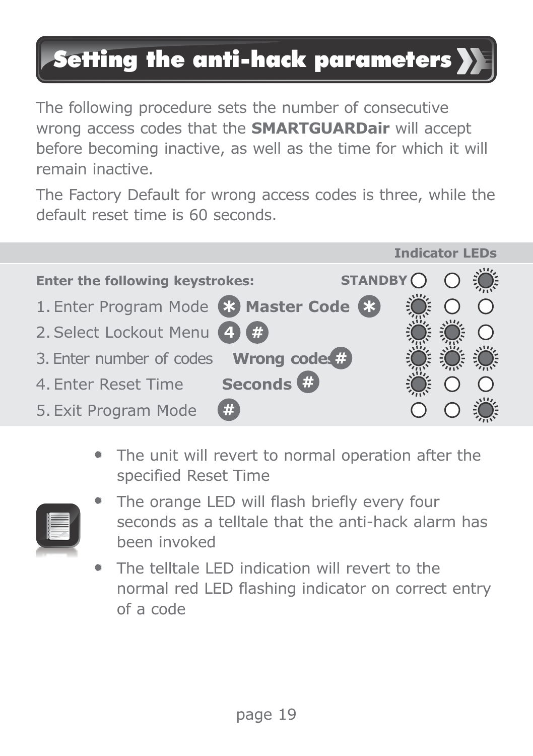# Setting the anti-hack parameters

The following procedure sets the number of consecutive wrong access codes that the **SMARTGUARDair** will accept before becoming inactive, as well as the time for which it will remain inactive.

The Factory Default for wrong access codes is three, while the default reset time is 60 seconds.

| Enter the following keystrokes: | | Indicator LEDs |
|---|---|---|
| | STANDBY | ○ ○ ◉ |
| 1. Enter Program Mode | * **Master Code** * | ◉ ○ ○ |
| 2. Select Lockout Menu | 4 # | ◉ ◉ ○ |
| 3. Enter number of codes | **Wrong codes** # | ◉ ◉ ◉ |
| 4. Enter Reset Time | **Seconds** # | ◉ ○ ○ |
| 5. Exit Program Mode | # | ○ ○ ◉ |

- The unit will revert to normal operation after the specified Reset Time
- The orange LED will flash briefly every four seconds as a telltale that the anti-hack alarm has been invoked
- The telltale LED indication will revert to the normal red LED flashing indicator on correct entry of a code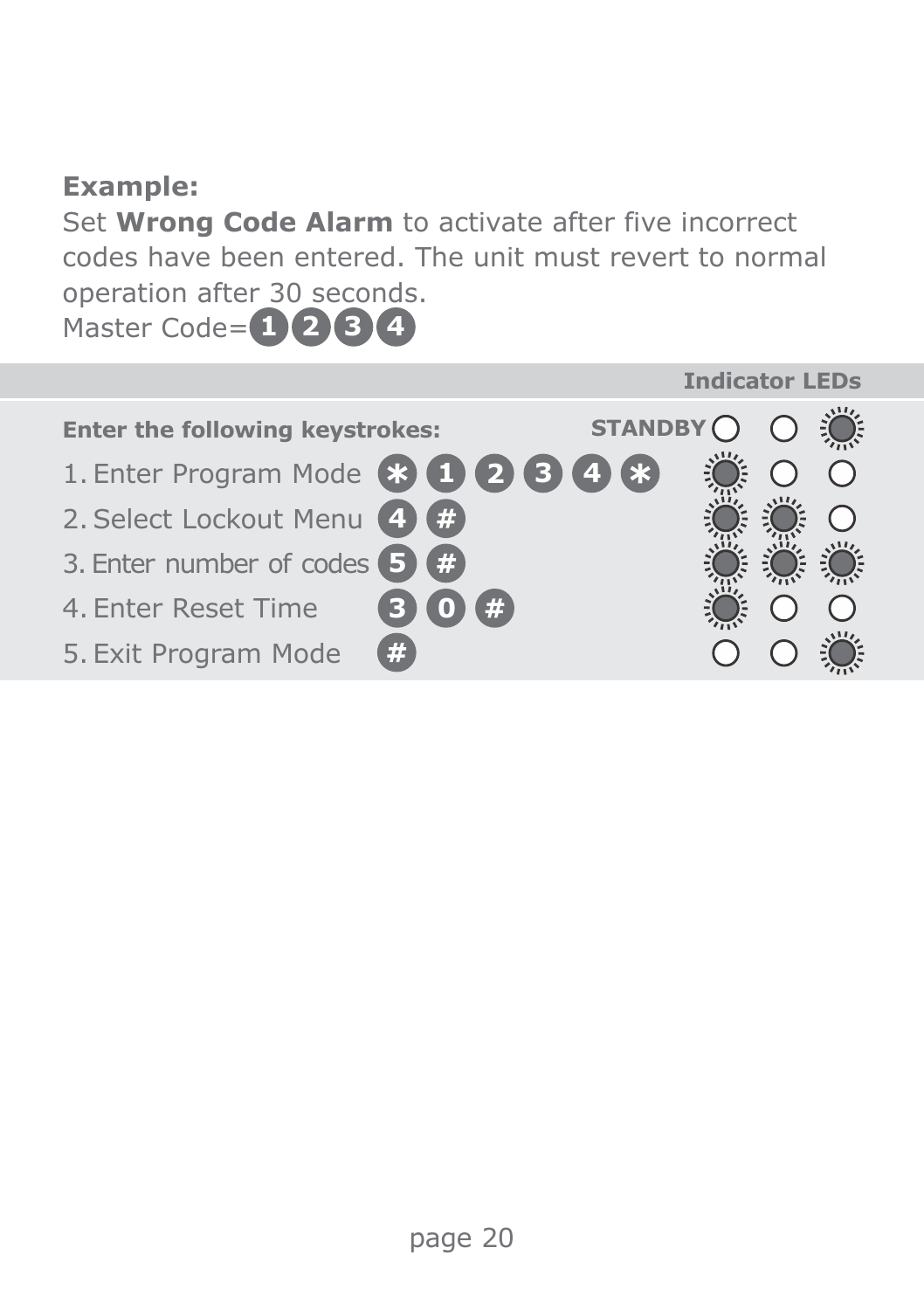**Example:**

Set **Wrong Code Alarm** to activate after five incorrect codes have been entered. The unit must revert to normal operation after 30 seconds.

Master Code= 1 2 3 4

| Enter the following keystrokes: | | Indicator LEDs (STANDBY) | | |
|---|---|---|---|---|
| 1. Enter Program Mode | * 1 2 3 4 * | ● | ○ | ○ |
| 2. Select Lockout Menu | 4 # | ● | ● | ○ |
| 3. Enter number of codes | 5 # | ● | ● | ● |
| 4. Enter Reset Time | 3 0 # | ● | ○ | ○ |
| 5. Exit Program Mode | # | ○ | ○ | ● |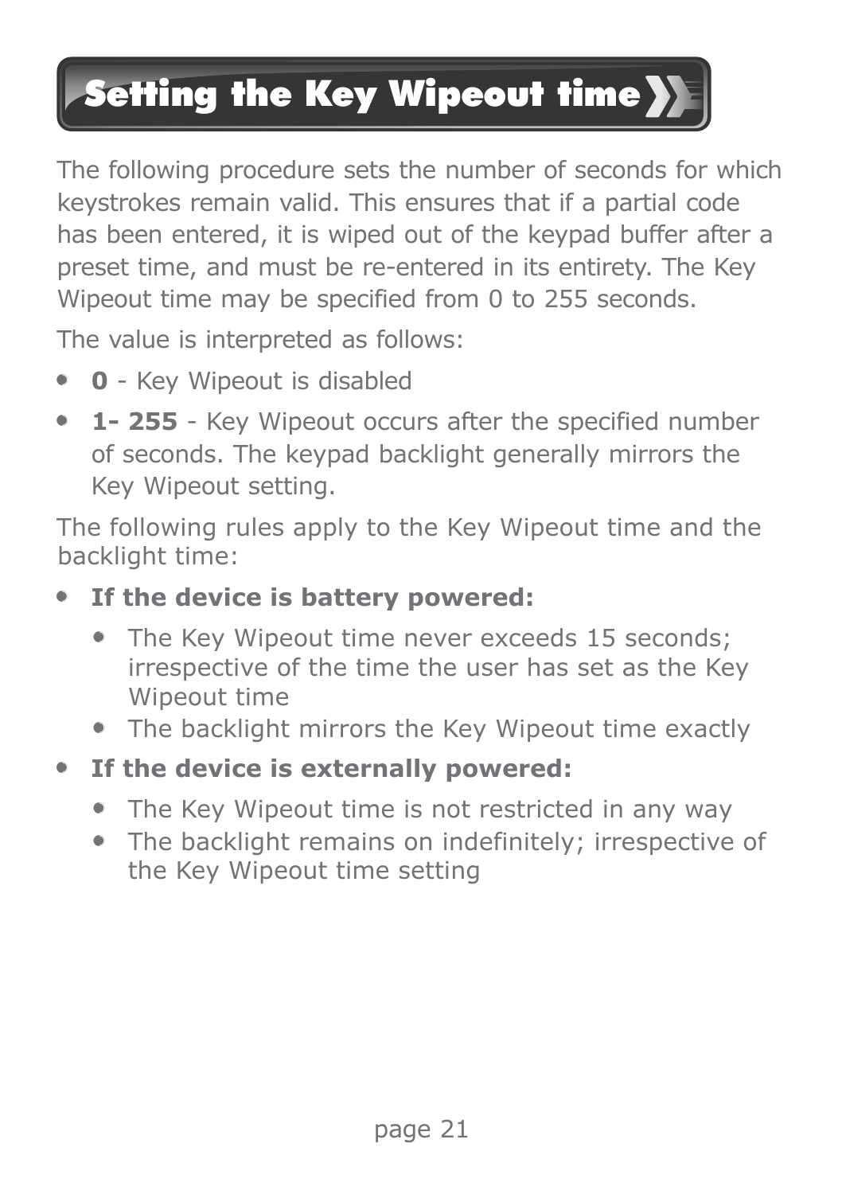# Setting the Key Wipeout time

The following procedure sets the number of seconds for which keystrokes remain valid. This ensures that if a partial code has been entered, it is wiped out of the keypad buffer after a preset time, and must be re-entered in its entirety. The Key Wipeout time may be specified from 0 to 255 seconds.

The value is interpreted as follows:

- **0** - Key Wipeout is disabled
- **1- 255** - Key Wipeout occurs after the specified number of seconds. The keypad backlight generally mirrors the Key Wipeout setting.

The following rules apply to the Key Wipeout time and the backlight time:

- **If the device is battery powered:**
  - The Key Wipeout time never exceeds 15 seconds; irrespective of the time the user has set as the Key Wipeout time
  - The backlight mirrors the Key Wipeout time exactly
- **If the device is externally powered:**
  - The Key Wipeout time is not restricted in any way
  - The backlight remains on indefinitely; irrespective of the Key Wipeout time setting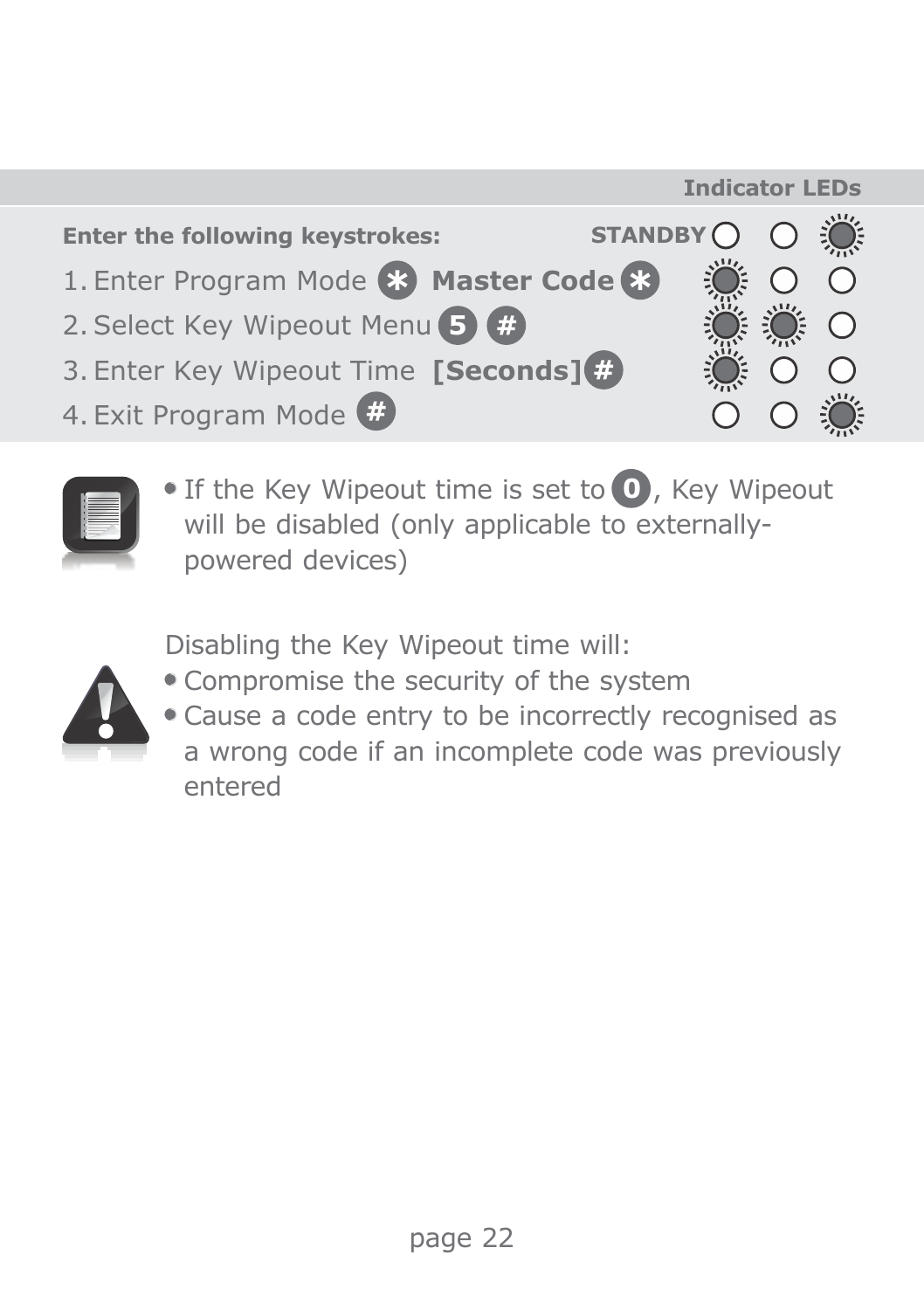| Enter the following keystrokes: | Indicator LEDs |
| --- | --- |
| | STANDBY ○ ○ ✺ |
| 1. Enter Program Mode * **Master Code** * | ✺ ○ ○ |
| 2. Select Key Wipeout Menu 5 # | ✺ ✺ ○ |
| 3. Enter Key Wipeout Time **[Seconds]** # | ✺ ○ ○ |
| 4. Exit Program Mode # | ○ ○ ✺ |

- If the Key Wipeout time is set to 0, Key Wipeout will be disabled (only applicable to externally-powered devices)

Disabling the Key Wipeout time will:

- Compromise the security of the system
- Cause a code entry to be incorrectly recognised as a wrong code if an incomplete code was previously entered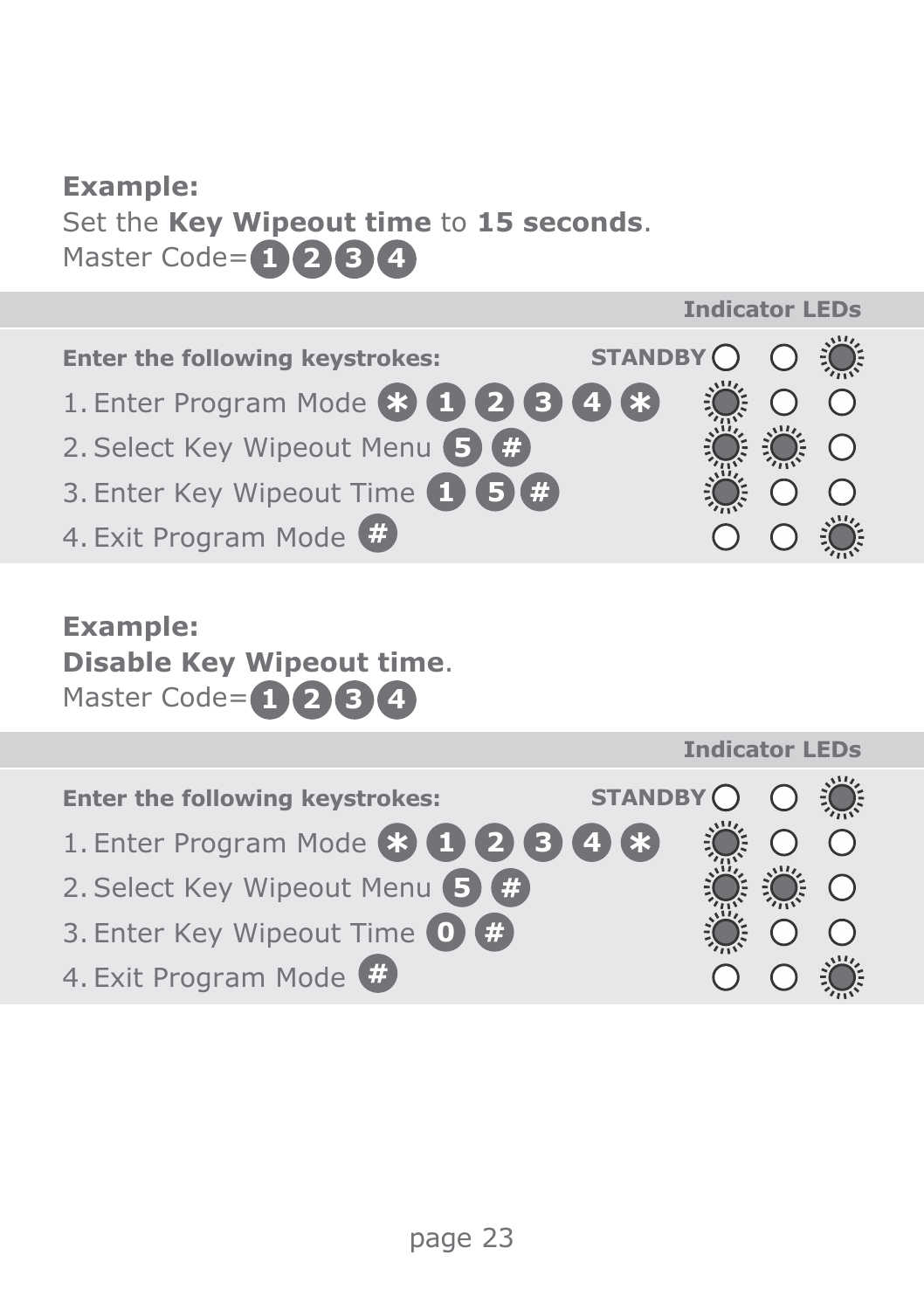**Example:**
Set the **Key Wipeout time** to **15 seconds**.
Master Code=1234

| Enter the following keystrokes: | Indicator LEDs |
|---|---|
| | STANDBY |
| 1. Enter Program Mode * 1 2 3 4 * | |
| 2. Select Key Wipeout Menu 5 # | |
| 3. Enter Key Wipeout Time 1 5 # | |
| 4. Exit Program Mode # | |

**Example:**
**Disable Key Wipeout time**.
Master Code=1234

| Enter the following keystrokes: | Indicator LEDs |
|---|---|
| | STANDBY |
| 1. Enter Program Mode * 1 2 3 4 * | |
| 2. Select Key Wipeout Menu 5 # | |
| 3. Enter Key Wipeout Time 0 # | |
| 4. Exit Program Mode # | |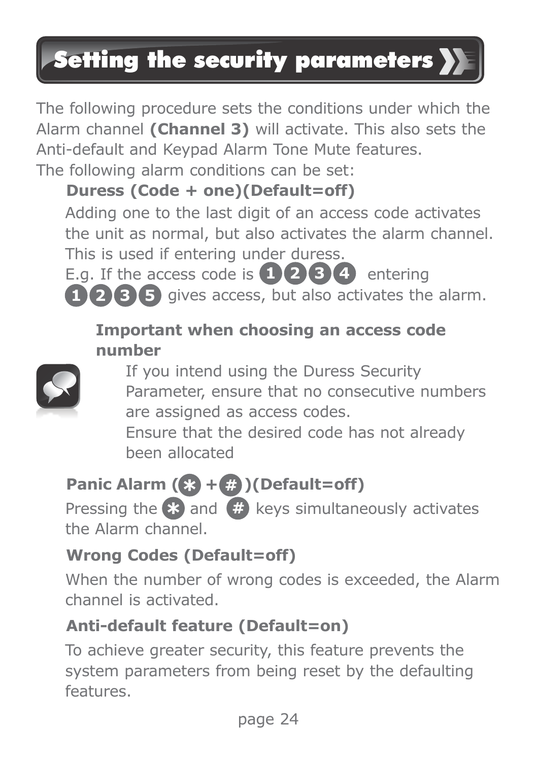# Setting the security parameters

The following procedure sets the conditions under which the Alarm channel **(Channel 3)** will activate. This also sets the Anti-default and Keypad Alarm Tone Mute features.

The following alarm conditions can be set:

**Duress (Code + one)(Default=off)**

Adding one to the last digit of an access code activates the unit as normal, but also activates the alarm channel. This is used if entering under duress.

E.g. If the access code is 1 2 3 4 entering 1 2 3 5 gives access, but also activates the alarm.

**Important when choosing an access code number**

If you intend using the Duress Security Parameter, ensure that no consecutive numbers are assigned as access codes.

Ensure that the desired code has not already been allocated

**Panic Alarm (* + #)(Default=off)**

Pressing the * and # keys simultaneously activates the Alarm channel.

**Wrong Codes (Default=off)**

When the number of wrong codes is exceeded, the Alarm channel is activated.

**Anti-default feature (Default=on)**

To achieve greater security, this feature prevents the system parameters from being reset by the defaulting features.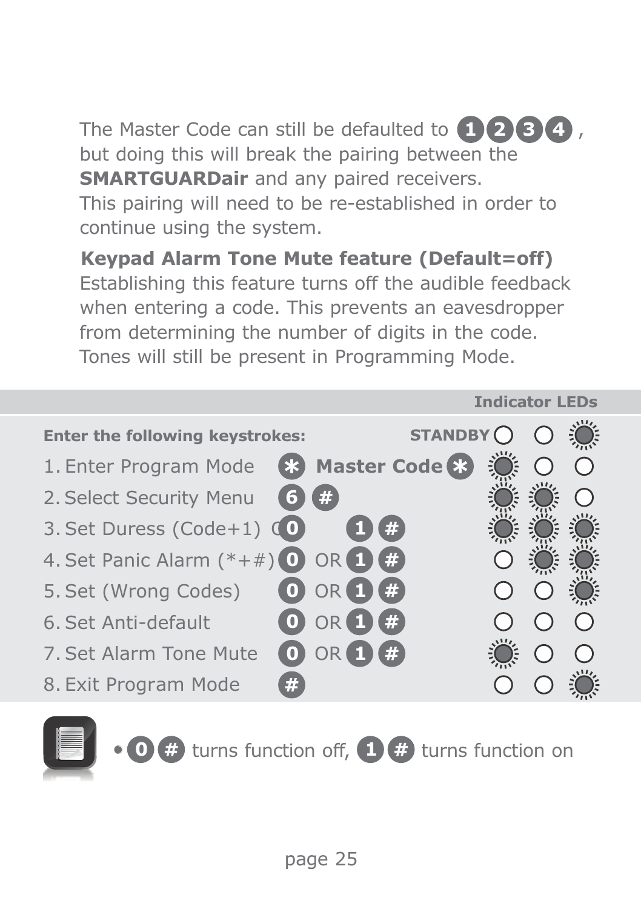The Master Code can still be defaulted to 1 2 3 4 , but doing this will break the pairing between the **SMARTGUARDair** and any paired receivers. This pairing will need to be re-established in order to continue using the system.

**Keypad Alarm Tone Mute feature (Default=off)**
Establishing this feature turns off the audible feedback when entering a code. This prevents an eavesdropper from determining the number of digits in the code. Tones will still be present in Programming Mode.

| Enter the following keystrokes: | | Indicator LEDs | | |
|---|---|---|---|---|
| | STANDBY | ○ | ○ | ☀ |
| 1. Enter Program Mode | * Master Code * | ☀ | ○ | ○ |
| 2. Select Security Menu | 6 # | ☀ | ☀ | ○ |
| 3. Set Duress (Code+1) | 0 OR 1 # | ☀ | ☀ | ☀ |
| 4. Set Panic Alarm (*+#) | 0 OR 1 # | ○ | ☀ | ☀ |
| 5. Set (Wrong Codes) | 0 OR 1 # | ○ | ○ | ☀ |
| 6. Set Anti-default | 0 OR 1 # | ○ | ○ | ○ |
| 7. Set Alarm Tone Mute | 0 OR 1 # | ☀ | ○ | ○ |
| 8. Exit Program Mode | # | ○ | ○ | ☀ |

- 0 # turns function off, 1 # turns function on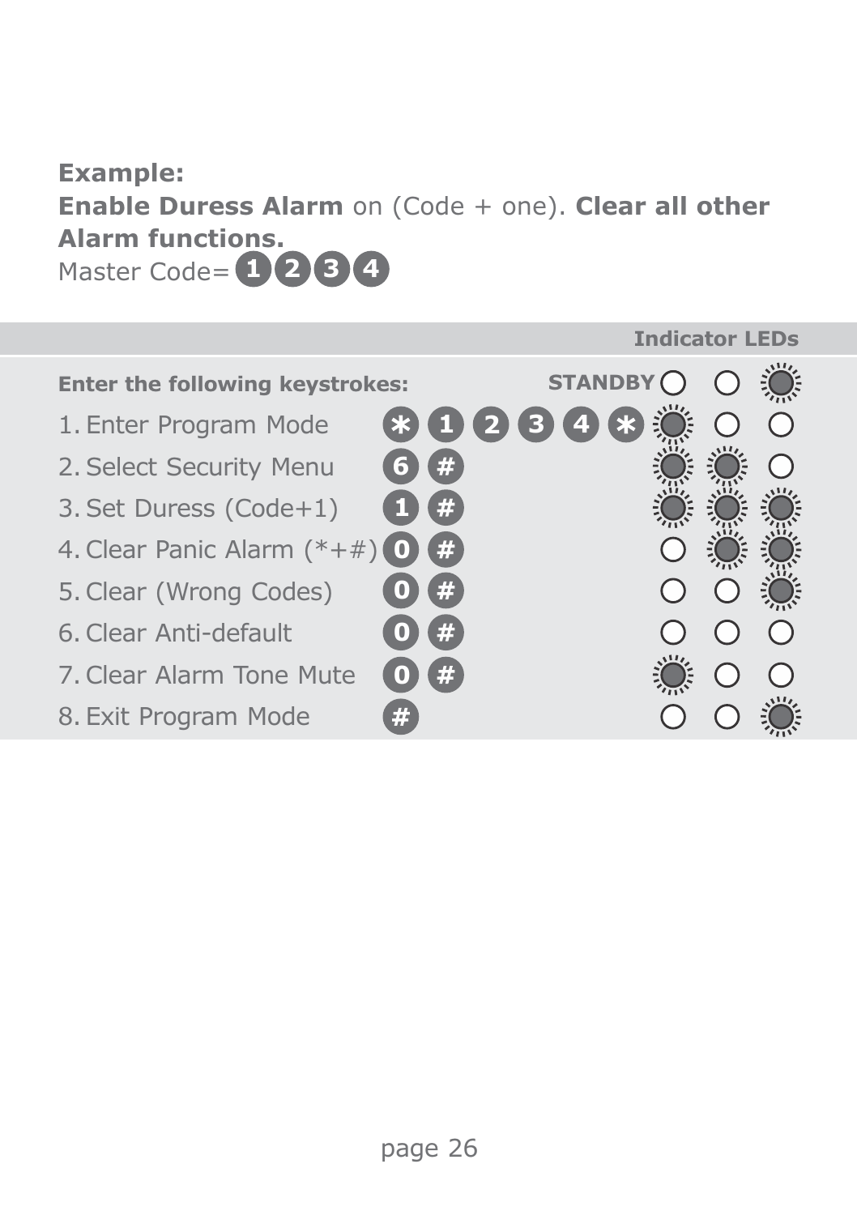**Example:**

**Enable Duress Alarm** on (Code + one). **Clear all other Alarm functions.**

Master Code= 1 2 3 4

| Enter the following keystrokes: | | Indicator LEDs | | |
|---|---|---|---|---|
| | STANDBY | ○ | ○ | ● |
| 1. Enter Program Mode | * 1 2 3 4 * | ● | ○ | ○ |
| 2. Select Security Menu | 6 # | ● | ● | ○ |
| 3. Set Duress (Code+1) | 1 # | ● | ● | ● |
| 4. Clear Panic Alarm (*+#) | 0 # | ○ | ● | ● |
| 5. Clear (Wrong Codes) | 0 # | ○ | ○ | ● |
| 6. Clear Anti-default | 0 # | ○ | ○ | ○ |
| 7. Clear Alarm Tone Mute | 0 # | ● | ○ | ○ |
| 8. Exit Program Mode | # | ○ | ○ | ● |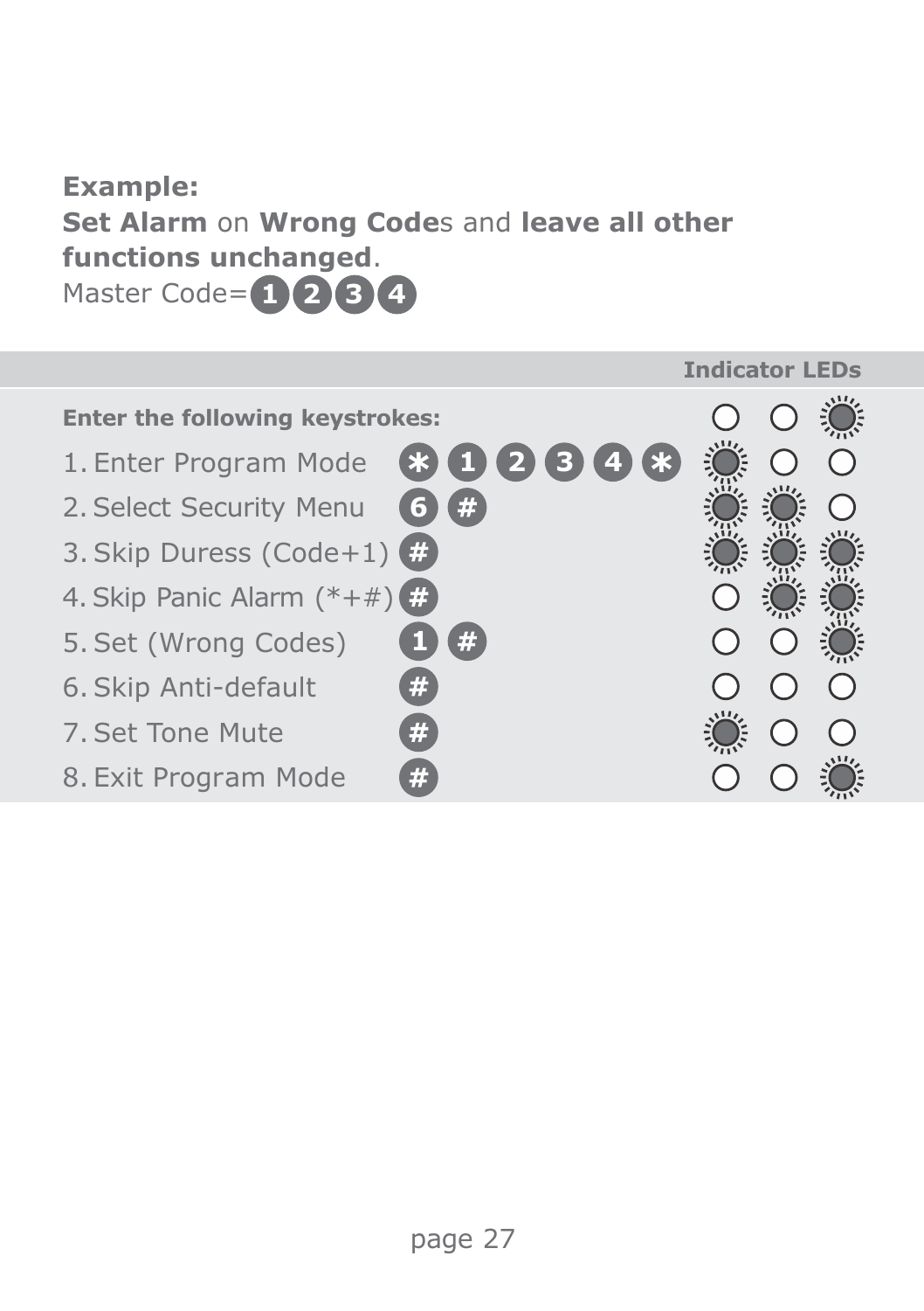**Example:**
**Set Alarm** on **Wrong Code**s and **leave all other functions unchanged**.
Master Code= 1 2 3 4

| Enter the following keystrokes: | | Indicator LEDs |
|---|---|---|
| 1. Enter Program Mode | * 1 2 3 4 * | |
| 2. Select Security Menu | 6 # | |
| 3. Skip Duress (Code+1) | # | |
| 4. Skip Panic Alarm (*+#) | # | |
| 5. Set (Wrong Codes) | 1 # | |
| 6. Skip Anti-default | # | |
| 7. Set Tone Mute | # | |
| 8. Exit Program Mode | # | |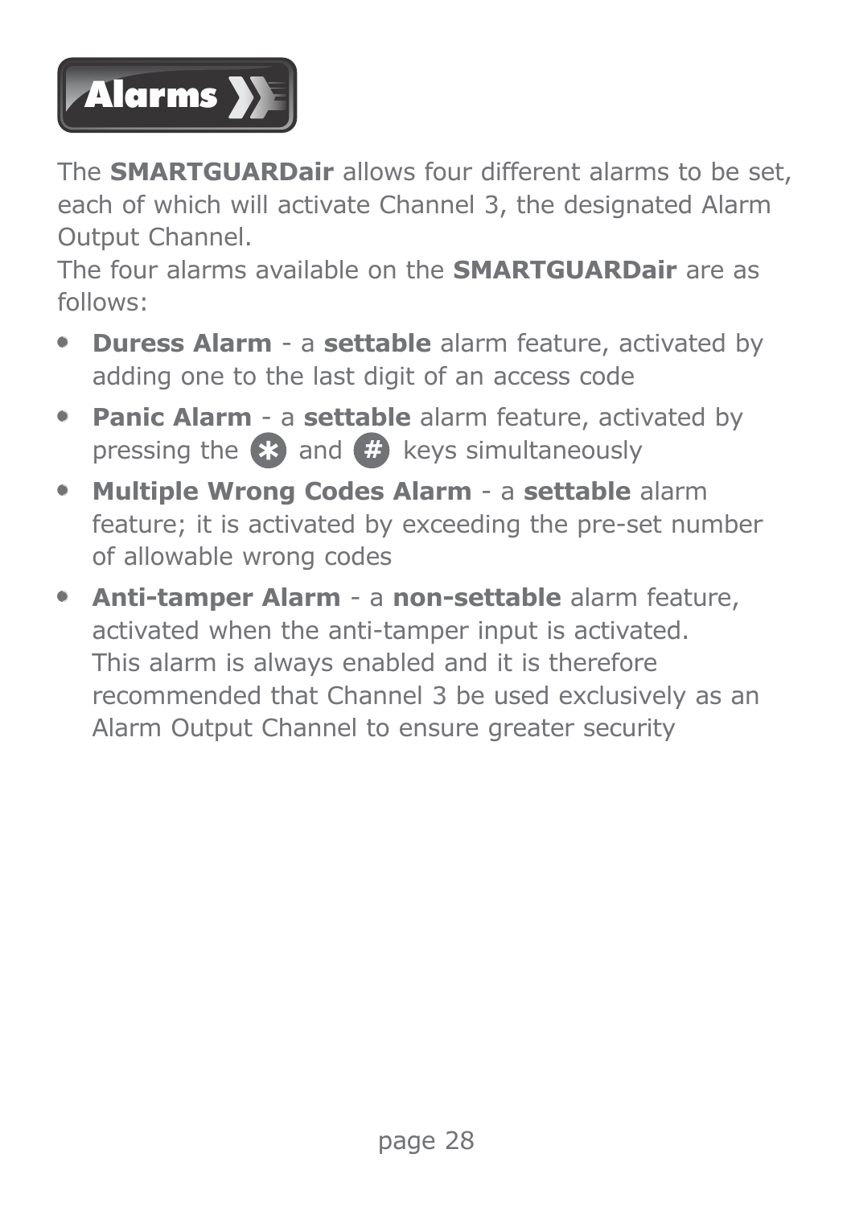# Alarms

The **SMARTGUARDair** allows four different alarms to be set, each of which will activate Channel 3, the designated Alarm Output Channel.

The four alarms available on the **SMARTGUARDair** are as follows:

- **Duress Alarm** - a **settable** alarm feature, activated by adding one to the last digit of an access code
- **Panic Alarm** - a **settable** alarm feature, activated by pressing the * and # keys simultaneously
- **Multiple Wrong Codes Alarm** - a **settable** alarm feature; it is activated by exceeding the pre-set number of allowable wrong codes
- **Anti-tamper Alarm** - a **non-settable** alarm feature, activated when the anti-tamper input is activated. This alarm is always enabled and it is therefore recommended that Channel 3 be used exclusively as an Alarm Output Channel to ensure greater security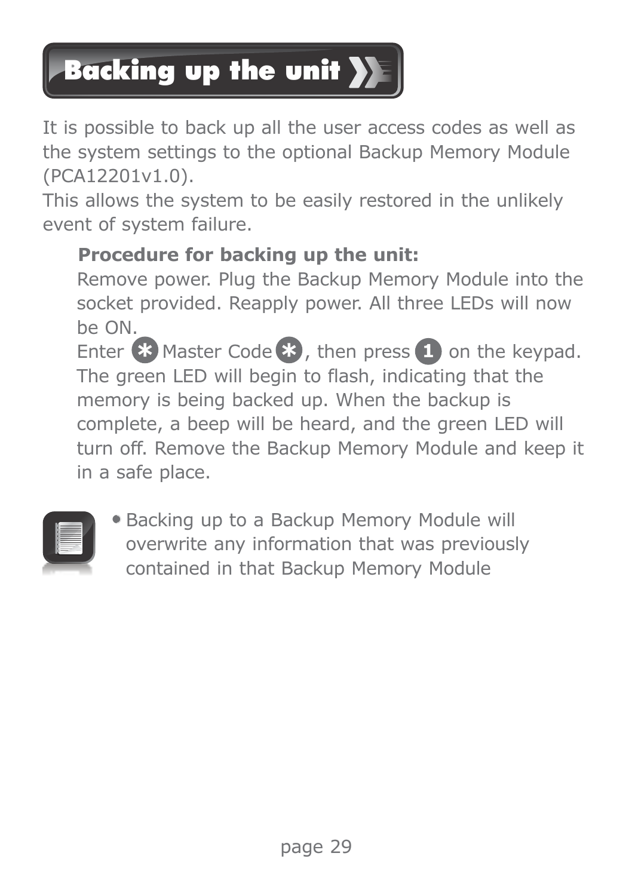# Backing up the unit

It is possible to back up all the user access codes as well as the system settings to the optional Backup Memory Module (PCA12201v1.0).
This allows the system to be easily restored in the unlikely event of system failure.

**Procedure for backing up the unit:**

Remove power. Plug the Backup Memory Module into the socket provided. Reapply power. All three LEDs will now be ON.
Enter * Master Code *, then press 1 on the keypad. The green LED will begin to flash, indicating that the memory is being backed up. When the backup is complete, a beep will be heard, and the green LED will turn off. Remove the Backup Memory Module and keep it in a safe place.

- Backing up to a Backup Memory Module will overwrite any information that was previously contained in that Backup Memory Module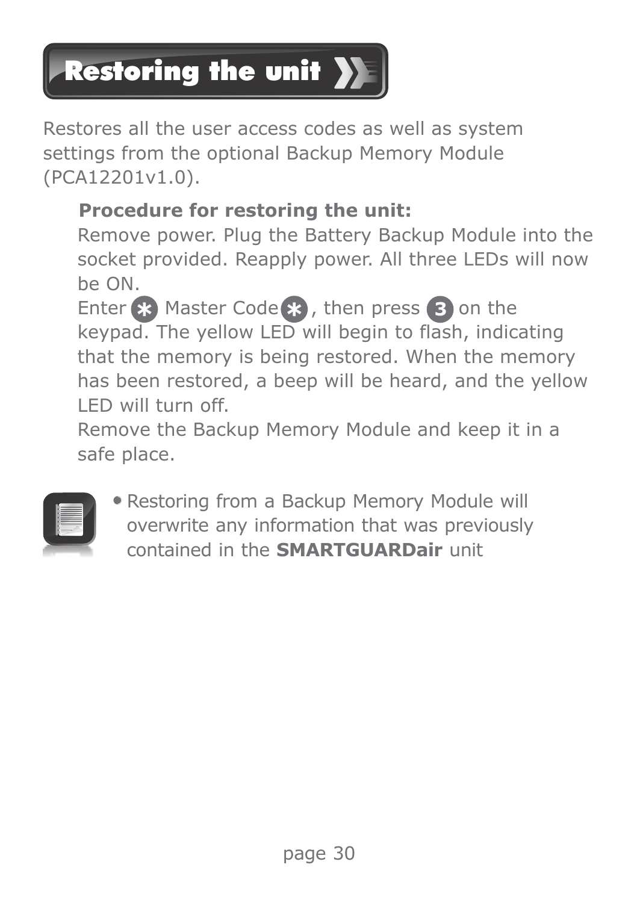# Restoring the unit

Restores all the user access codes as well as system settings from the optional Backup Memory Module (PCA12201v1.0).

**Procedure for restoring the unit:**

Remove power. Plug the Battery Backup Module into the socket provided. Reapply power. All three LEDs will now be ON.

Enter * Master Code *, then press 3 on the keypad. The yellow LED will begin to flash, indicating that the memory is being restored. When the memory has been restored, a beep will be heard, and the yellow LED will turn off.

Remove the Backup Memory Module and keep it in a safe place.

- Restoring from a Backup Memory Module will overwrite any information that was previously contained in the **SMARTGUARDair** unit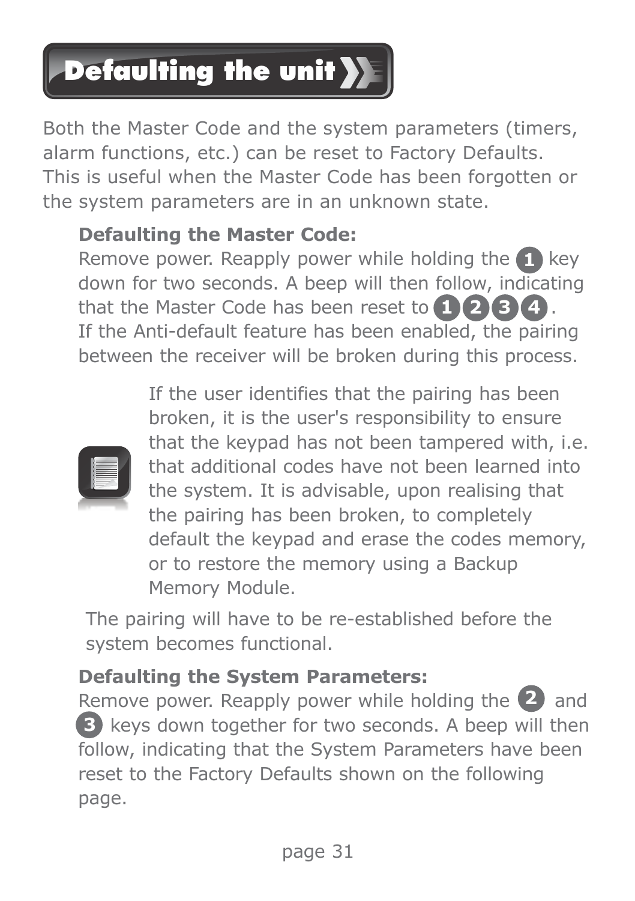# Defaulting the unit

Both the Master Code and the system parameters (timers, alarm functions, etc.) can be reset to Factory Defaults. This is useful when the Master Code has been forgotten or the system parameters are in an unknown state.

**Defaulting the Master Code:**

Remove power. Reapply power while holding the 1 key down for two seconds. A beep will then follow, indicating that the Master Code has been reset to 1 2 3 4.
If the Anti-default feature has been enabled, the pairing between the receiver will be broken during this process.

If the user identifies that the pairing has been broken, it is the user's responsibility to ensure that the keypad has not been tampered with, i.e. that additional codes have not been learned into the system. It is advisable, upon realising that the pairing has been broken, to completely default the keypad and erase the codes memory, or to restore the memory using a Backup Memory Module.

The pairing will have to be re-established before the system becomes functional.

**Defaulting the System Parameters:**

Remove power. Reapply power while holding the 2 and 3 keys down together for two seconds. A beep will then follow, indicating that the System Parameters have been reset to the Factory Defaults shown on the following page.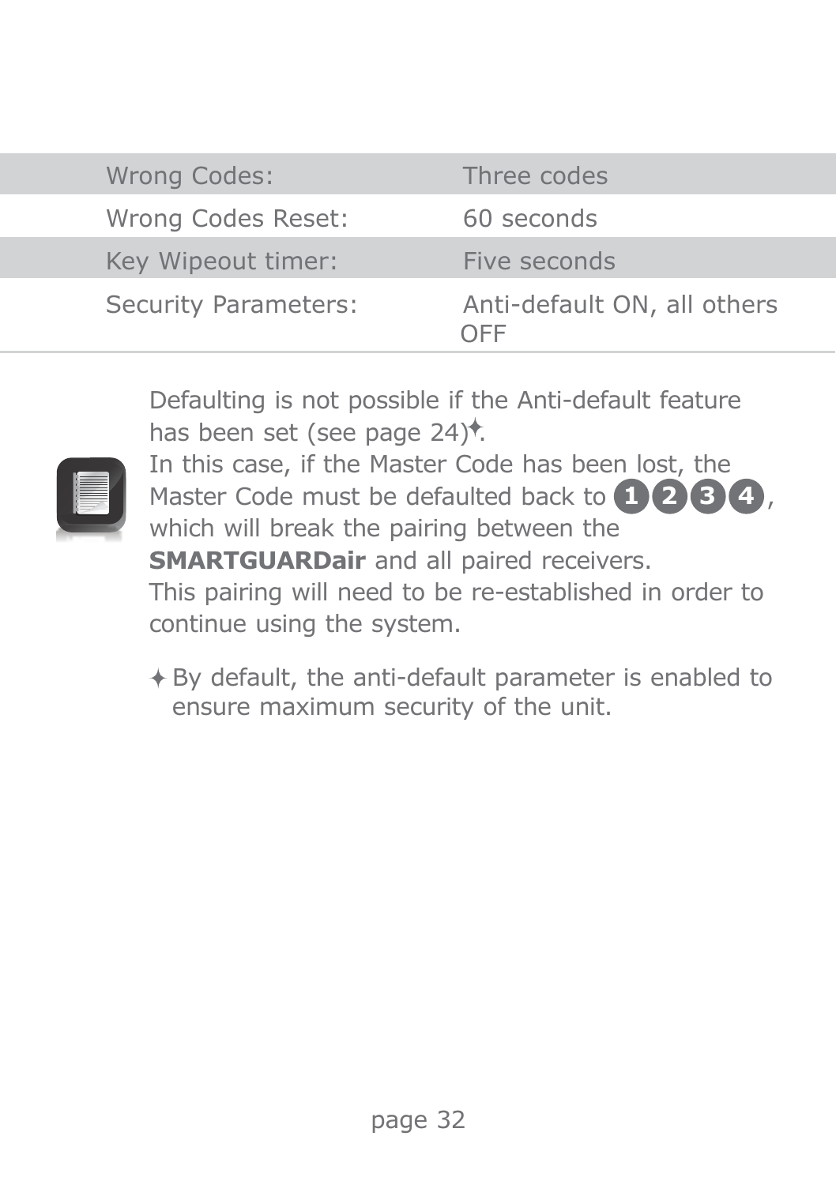| | |
|---|---|
| Wrong Codes: | Three codes |
| Wrong Codes Reset: | 60 seconds |
| Key Wipeout timer: | Five seconds |
| Security Parameters: | Anti-default ON, all others OFF |

Defaulting is not possible if the Anti-default feature has been set (see page 24)✦.
In this case, if the Master Code has been lost, the Master Code must be defaulted back to 1 2 3 4, which will break the pairing between the **SMARTGUARDair** and all paired receivers.
This pairing will need to be re-established in order to continue using the system.

✦ By default, the anti-default parameter is enabled to ensure maximum security of the unit.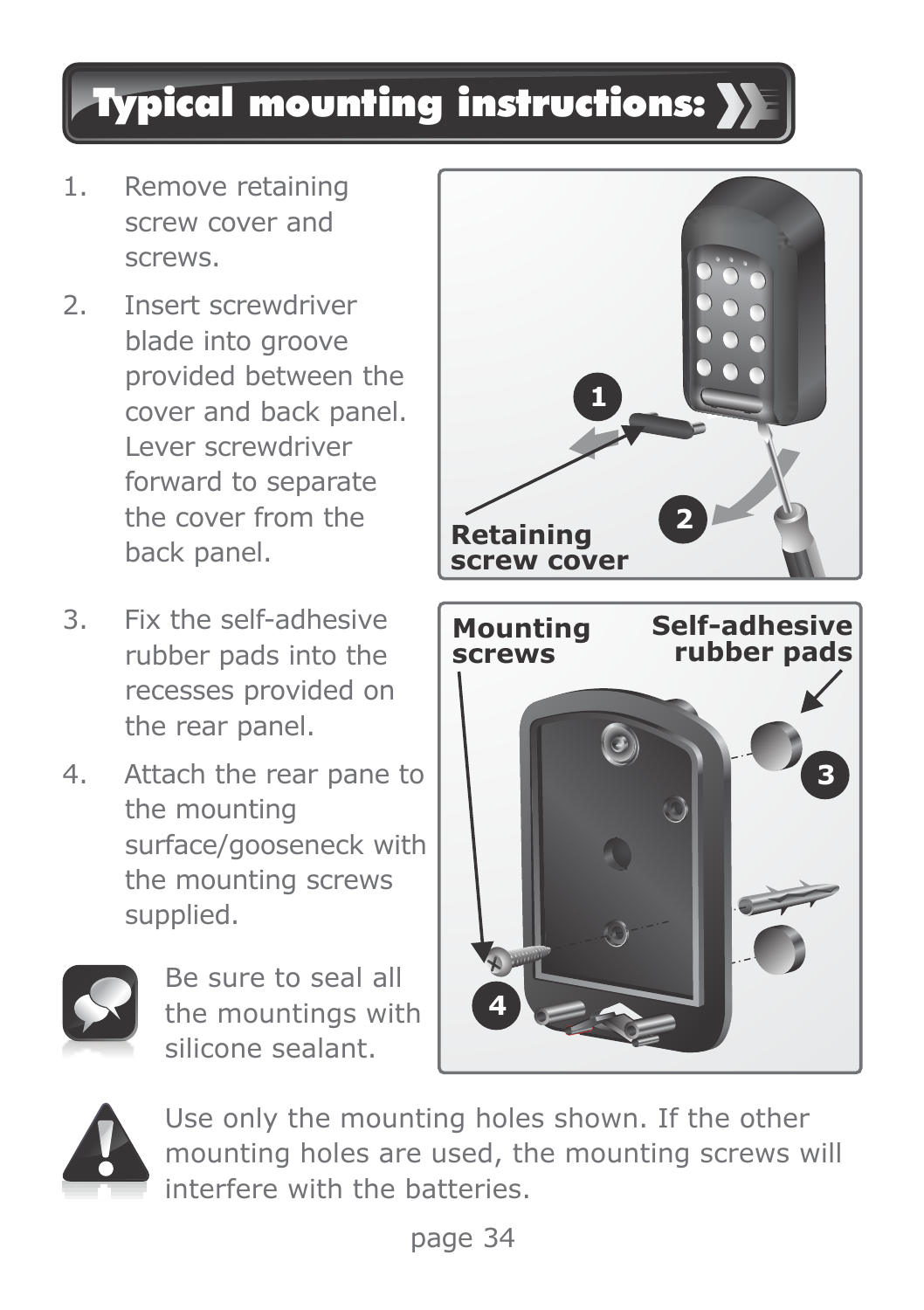# Typical mounting instructions:

1. Remove retaining screw cover and screws.
2. Insert screwdriver blade into groove provided between the cover and back panel. Lever screwdriver forward to separate the cover from the back panel.
3. Fix the self-adhesive rubber pads into the recesses provided on the rear panel.
4. Attach the rear pane to the mounting surface/gooseneck with the mounting screws supplied.

Be sure to seal all the mountings with silicone sealant.

Use only the mounting holes shown. If the other mounting holes are used, the mounting screws will interfere with the batteries.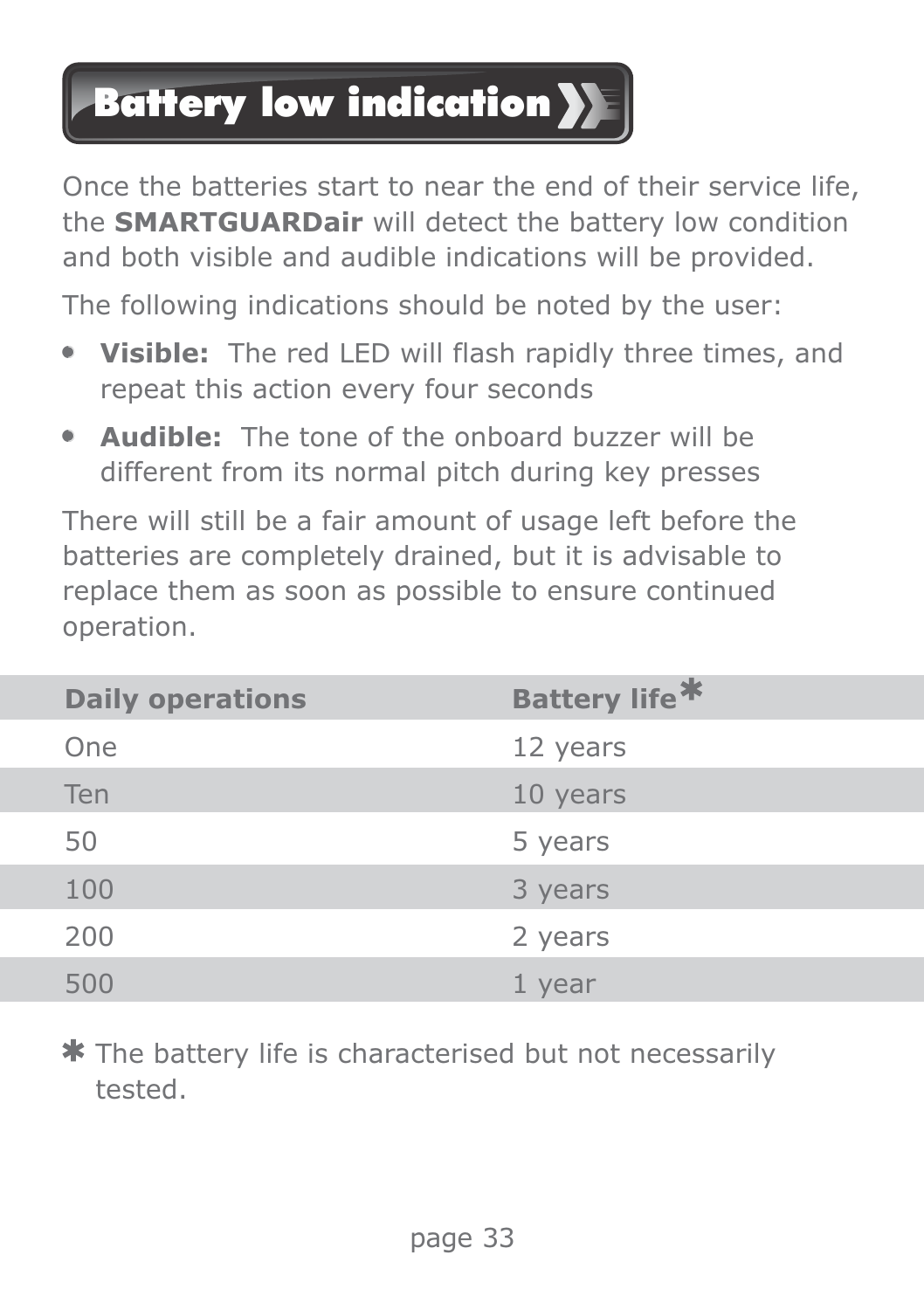# Battery low indication

Once the batteries start to near the end of their service life, the **SMARTGUARDair** will detect the battery low condition and both visible and audible indications will be provided.

The following indications should be noted by the user:

- **Visible:** The red LED will flash rapidly three times, and repeat this action every four seconds
- **Audible:** The tone of the onboard buzzer will be different from its normal pitch during key presses

There will still be a fair amount of usage left before the batteries are completely drained, but it is advisable to replace them as soon as possible to ensure continued operation.

| Daily operations | Battery life* |
| --- | --- |
| One | 12 years |
| Ten | 10 years |
| 50 | 5 years |
| 100 | 3 years |
| 200 | 2 years |
| 500 | 1 year |

* The battery life is characterised but not necessarily tested.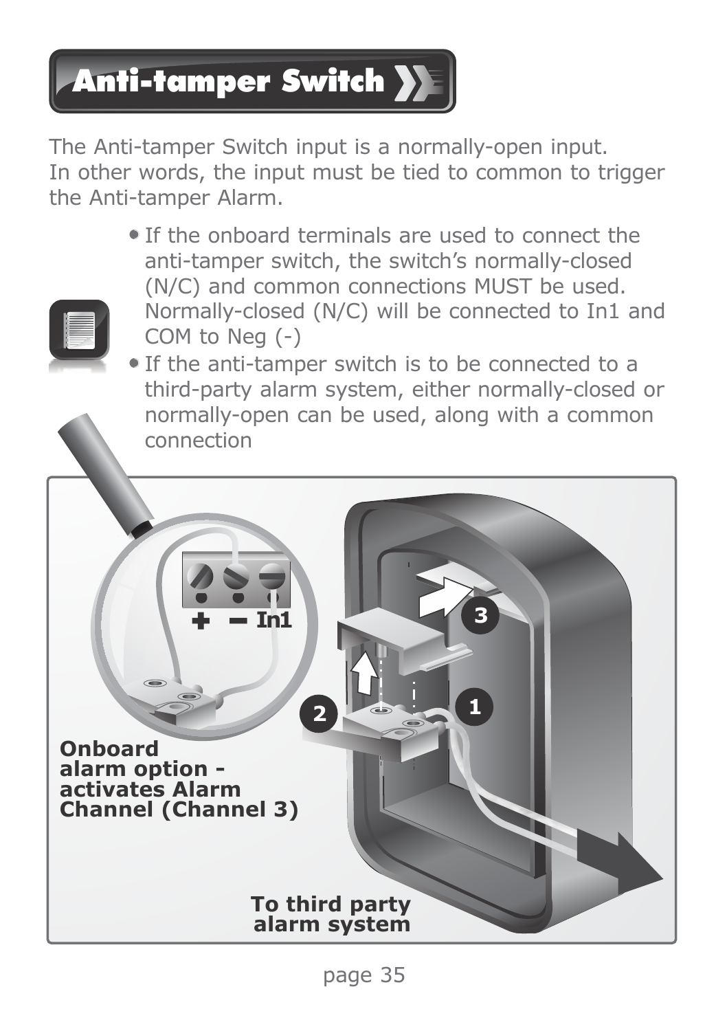# Anti-tamper Switch

The Anti-tamper Switch input is a normally-open input.
In other words, the input must be tied to common to trigger the Anti-tamper Alarm.

- If the onboard terminals are used to connect the anti-tamper switch, the switch's normally-closed (N/C) and common connections MUST be used. Normally-closed (N/C) will be connected to In1 and COM to Neg (-)
- If the anti-tamper switch is to be connected to a third-party alarm system, either normally-closed or normally-open can be used, along with a common connection

+ − In1

3

2

1

**Onboard alarm option - activates Alarm Channel (Channel 3)**

**To third party alarm system**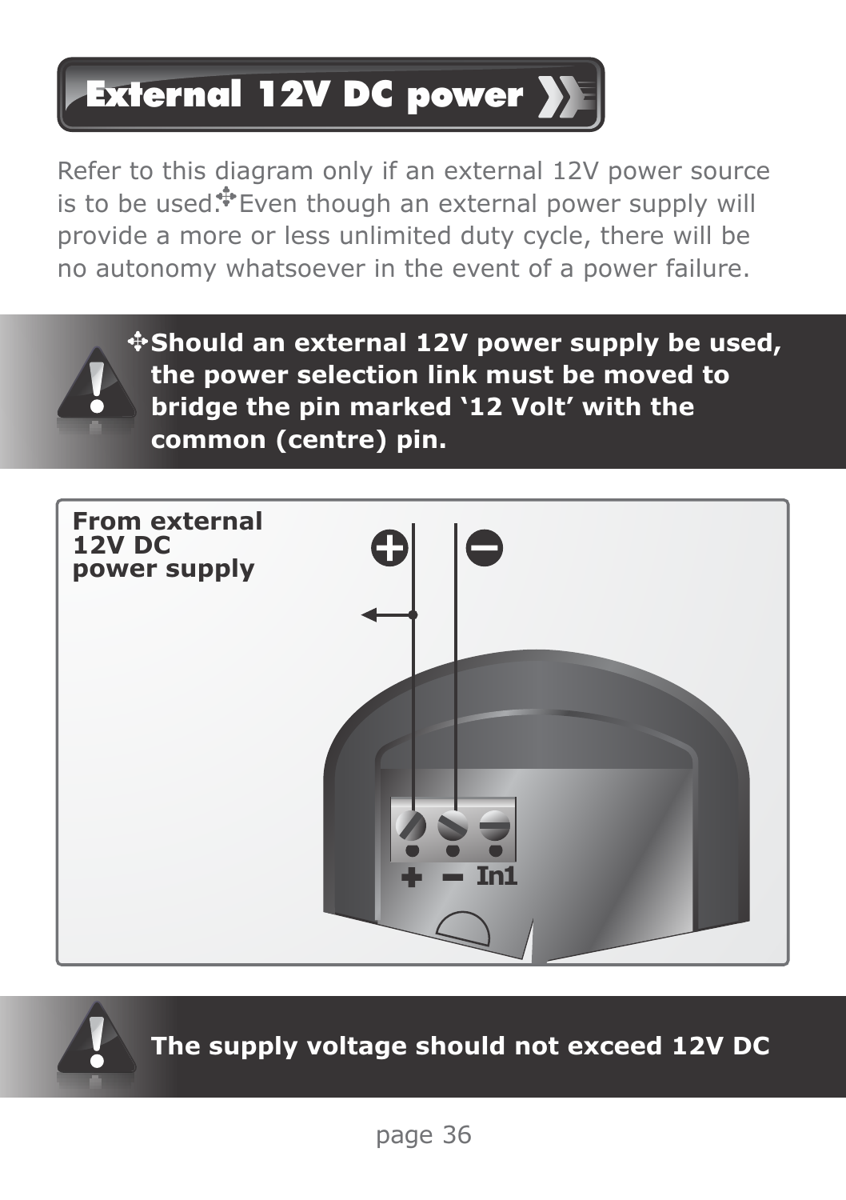# External 12V DC power

Refer to this diagram only if an external 12V power source is to be used.✣ Even though an external power supply will provide a more or less unlimited duty cycle, there will be no autonomy whatsoever in the event of a power failure.

**✣Should an external 12V power supply be used, the power selection link must be moved to bridge the pin marked '12 Volt' with the common (centre) pin.**

**From external 12V DC power supply**

+ − In1

**The supply voltage should not exceed 12V DC**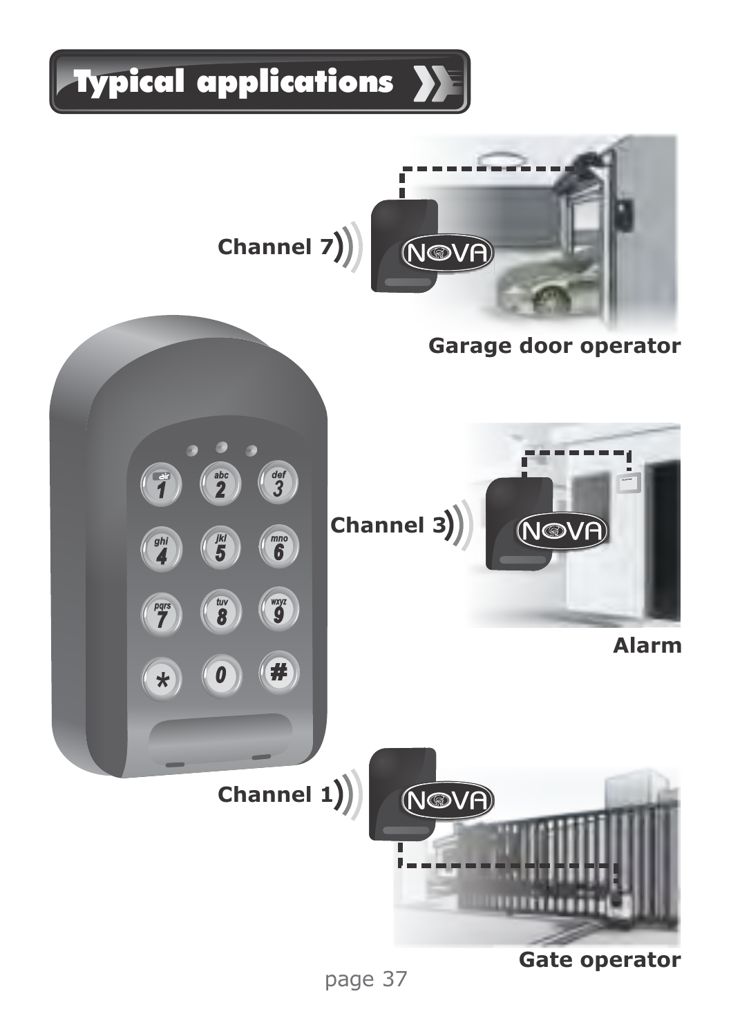# Typical applications

Channel 7

Garage door operator

Channel 3

Alarm

Channel 1

Gate operator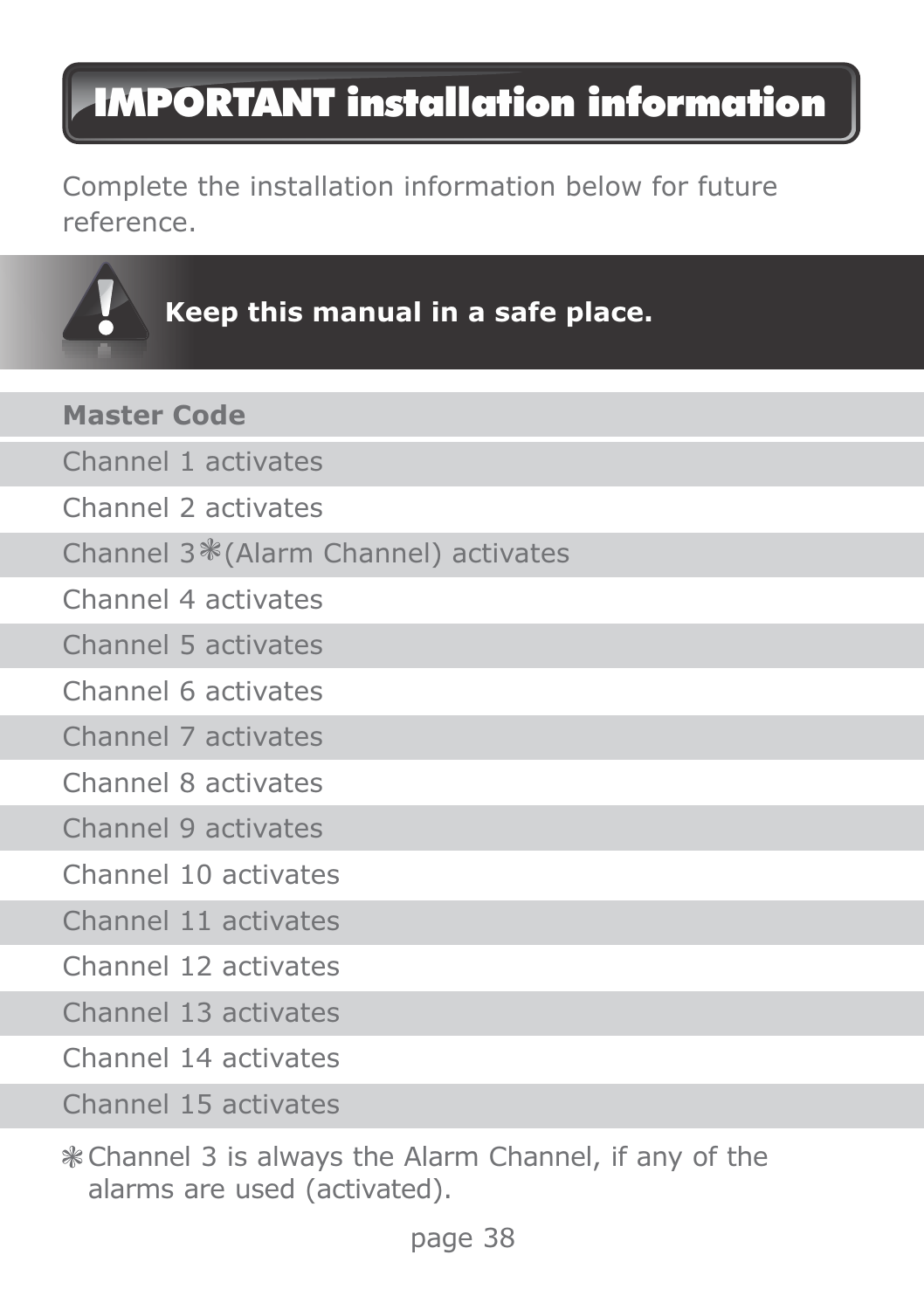# IMPORTANT installation information

Complete the installation information below for future reference.

**Keep this manual in a safe place.**

| **Master Code** | |
|---|---|
| Channel 1 activates | |
| Channel 2 activates | |
| Channel 3❋(Alarm Channel) activates | |
| Channel 4 activates | |
| Channel 5 activates | |
| Channel 6 activates | |
| Channel 7 activates | |
| Channel 8 activates | |
| Channel 9 activates | |
| Channel 10 activates | |
| Channel 11 activates | |
| Channel 12 activates | |
| Channel 13 activates | |
| Channel 14 activates | |
| Channel 15 activates | |

❋Channel 3 is always the Alarm Channel, if any of the alarms are used (activated).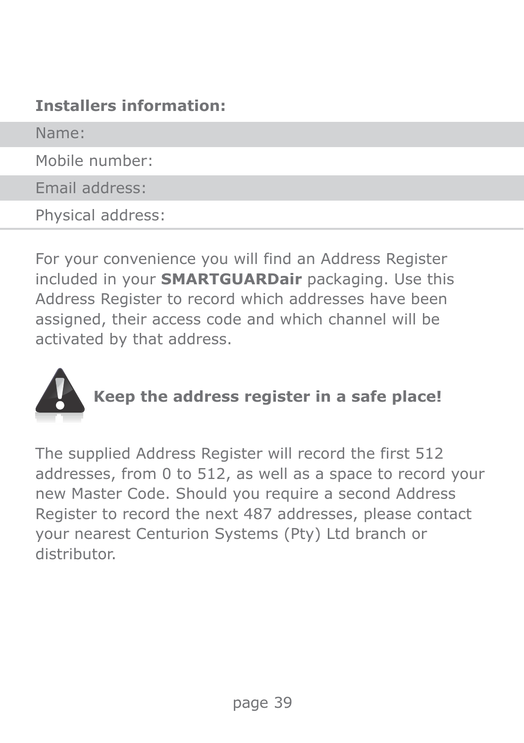**Installers information:**

| | |
|---|---|
| Name: | |
| Mobile number: | |
| Email address: | |
| Physical address: | |

For your convenience you will find an Address Register included in your **SMARTGUARDair** packaging. Use this Address Register to record which addresses have been assigned, their access code and which channel will be activated by that address.

**Keep the address register in a safe place!**

The supplied Address Register will record the first 512 addresses, from 0 to 512, as well as a space to record your new Master Code. Should you require a second Address Register to record the next 487 addresses, please contact your nearest Centurion Systems (Pty) Ltd branch or distributor.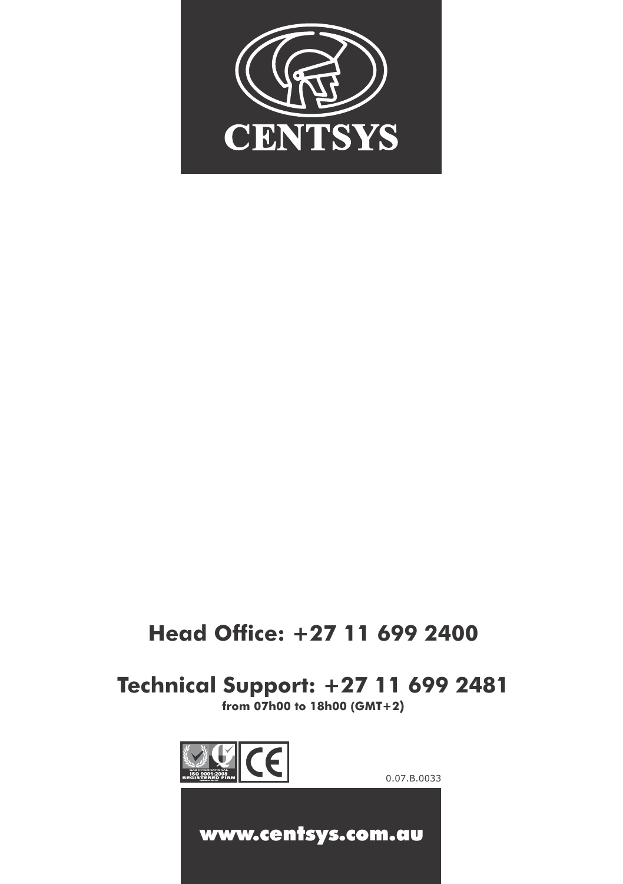CENTSYS

**Head Office: +27 11 699 2400**

**Technical Support: +27 11 699 2481**
**from 07h00 to 18h00 (GMT+2)**

QAS INTERNATIONAL
ISO 9001:2008
REGISTERED FIRM

0.07.B.0033

**www.centsys.com.au**